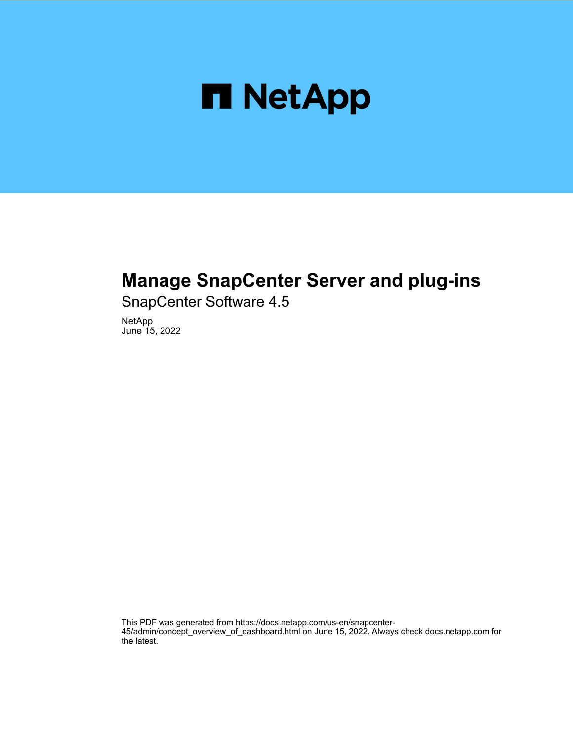# Manage SnapCenter Server and plug-ins

SnapCenter Software 4.5

NetApp
June 15, 2022

This PDF was generated from https://docs.netapp.com/us-en/snapcenter-45/admin/concept_overview_of_dashboard.html on June 15, 2022. Always check docs.netapp.com for the latest.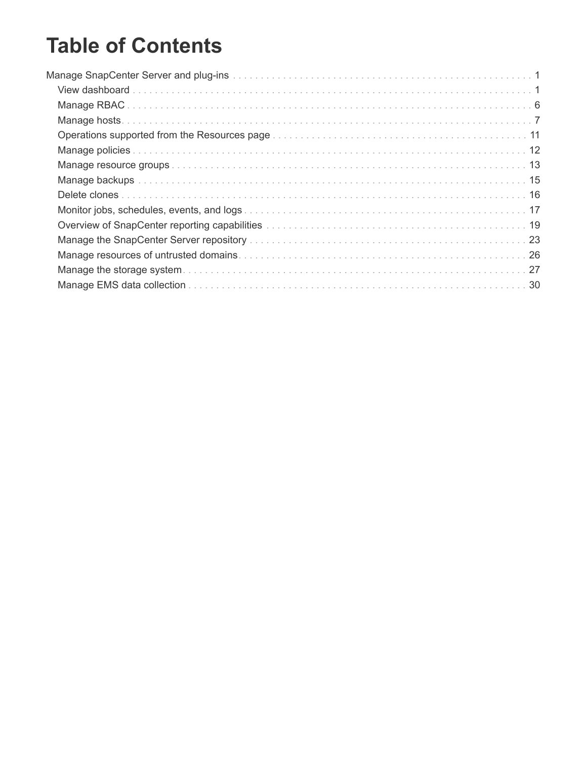# Table of Contents

- Manage SnapCenter Server and plug-ins . . . 1
  - View dashboard . . . 1
  - Manage RBAC . . . 6
  - Manage hosts . . . 7
  - Operations supported from the Resources page . . . 11
  - Manage policies . . . 12
  - Manage resource groups . . . 13
  - Manage backups . . . 15
  - Delete clones . . . 16
  - Monitor jobs, schedules, events, and logs . . . 17
  - Overview of SnapCenter reporting capabilities . . . 19
  - Manage the SnapCenter Server repository . . . 23
  - Manage resources of untrusted domains . . . 26
  - Manage the storage system . . . 27
  - Manage EMS data collection . . . 30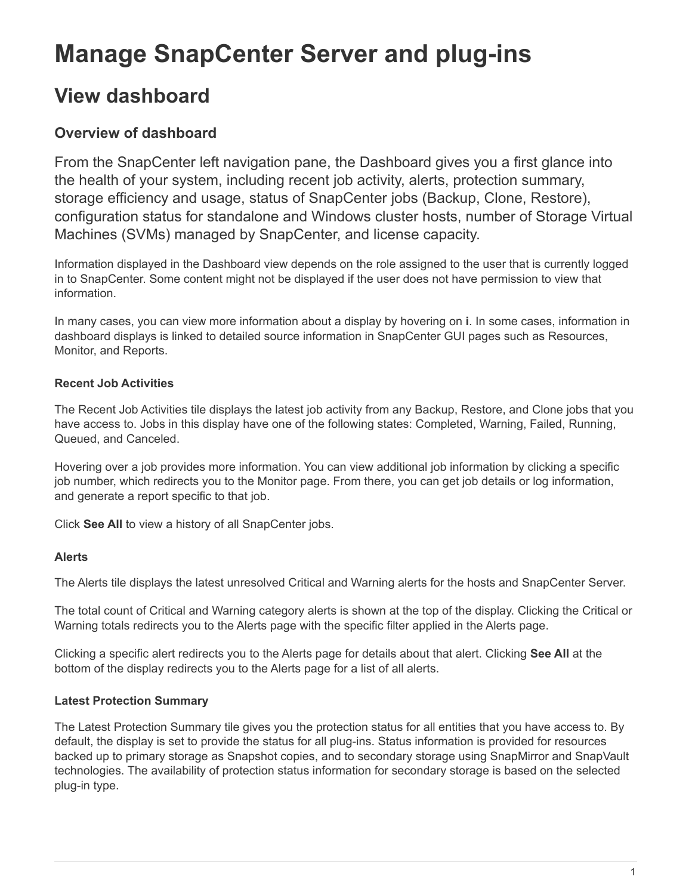# Manage SnapCenter Server and plug-ins

## View dashboard

### Overview of dashboard

From the SnapCenter left navigation pane, the Dashboard gives you a first glance into the health of your system, including recent job activity, alerts, protection summary, storage efficiency and usage, status of SnapCenter jobs (Backup, Clone, Restore), configuration status for standalone and Windows cluster hosts, number of Storage Virtual Machines (SVMs) managed by SnapCenter, and license capacity.

Information displayed in the Dashboard view depends on the role assigned to the user that is currently logged in to SnapCenter. Some content might not be displayed if the user does not have permission to view that information.

In many cases, you can view more information about a display by hovering on **i**. In some cases, information in dashboard displays is linked to detailed source information in SnapCenter GUI pages such as Resources, Monitor, and Reports.

#### Recent Job Activities

The Recent Job Activities tile displays the latest job activity from any Backup, Restore, and Clone jobs that you have access to. Jobs in this display have one of the following states: Completed, Warning, Failed, Running, Queued, and Canceled.

Hovering over a job provides more information. You can view additional job information by clicking a specific job number, which redirects you to the Monitor page. From there, you can get job details or log information, and generate a report specific to that job.

Click **See All** to view a history of all SnapCenter jobs.

#### Alerts

The Alerts tile displays the latest unresolved Critical and Warning alerts for the hosts and SnapCenter Server.

The total count of Critical and Warning category alerts is shown at the top of the display. Clicking the Critical or Warning totals redirects you to the Alerts page with the specific filter applied in the Alerts page.

Clicking a specific alert redirects you to the Alerts page for details about that alert. Clicking **See All** at the bottom of the display redirects you to the Alerts page for a list of all alerts.

#### Latest Protection Summary

The Latest Protection Summary tile gives you the protection status for all entities that you have access to. By default, the display is set to provide the status for all plug-ins. Status information is provided for resources backed up to primary storage as Snapshot copies, and to secondary storage using SnapMirror and SnapVault technologies. The availability of protection status information for secondary storage is based on the selected plug-in type.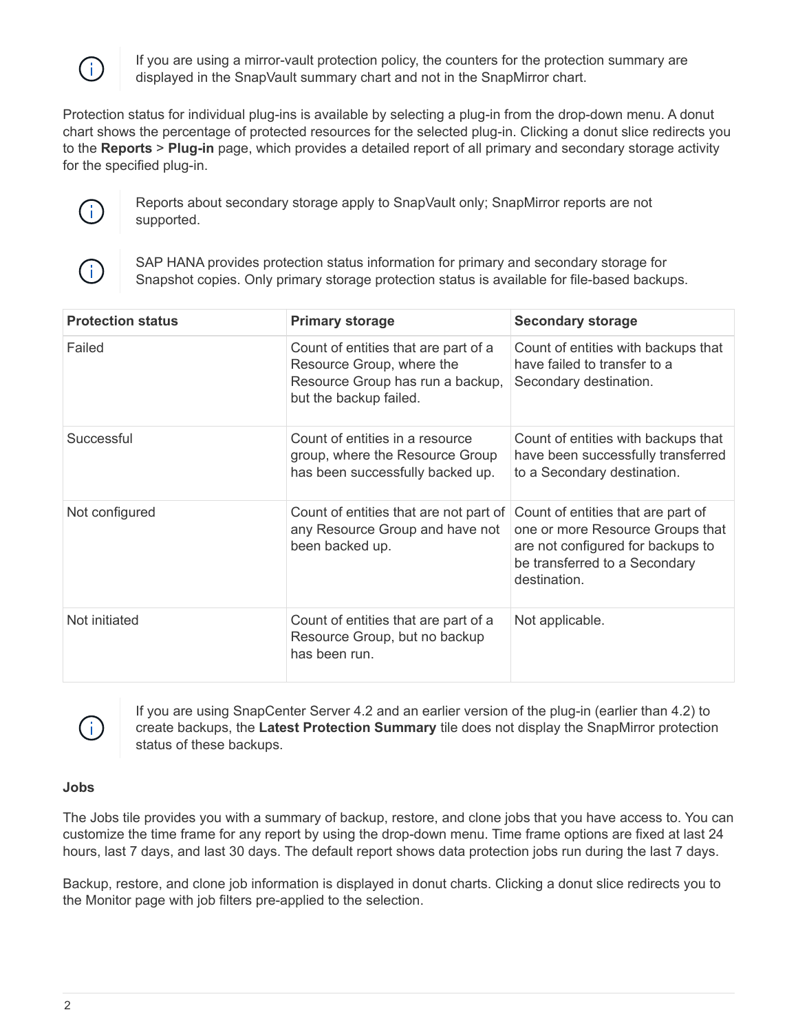> If you are using a mirror-vault protection policy, the counters for the protection summary are displayed in the SnapVault summary chart and not in the SnapMirror chart.

Protection status for individual plug-ins is available by selecting a plug-in from the drop-down menu. A donut chart shows the percentage of protected resources for the selected plug-in. Clicking a donut slice redirects you to the **Reports** > **Plug-in** page, which provides a detailed report of all primary and secondary storage activity for the specified plug-in.

> Reports about secondary storage apply to SnapVault only; SnapMirror reports are not supported.

> SAP HANA provides protection status information for primary and secondary storage for Snapshot copies. Only primary storage protection status is available for file-based backups.

| Protection status | Primary storage | Secondary storage |
| --- | --- | --- |
| Failed | Count of entities that are part of a Resource Group, where the Resource Group has run a backup, but the backup failed. | Count of entities with backups that have failed to transfer to a Secondary destination. |
| Successful | Count of entities in a resource group, where the Resource Group has been successfully backed up. | Count of entities with backups that have been successfully transferred to a Secondary destination. |
| Not configured | Count of entities that are not part of any Resource Group and have not been backed up. | Count of entities that are part of one or more Resource Groups that are not configured for backups to be transferred to a Secondary destination. |
| Not initiated | Count of entities that are part of a Resource Group, but no backup has been run. | Not applicable. |

> If you are using SnapCenter Server 4.2 and an earlier version of the plug-in (earlier than 4.2) to create backups, the **Latest Protection Summary** tile does not display the SnapMirror protection status of these backups.

**Jobs**

The Jobs tile provides you with a summary of backup, restore, and clone jobs that you have access to. You can customize the time frame for any report by using the drop-down menu. Time frame options are fixed at last 24 hours, last 7 days, and last 30 days. The default report shows data protection jobs run during the last 7 days.

Backup, restore, and clone job information is displayed in donut charts. Clicking a donut slice redirects you to the Monitor page with job filters pre-applied to the selection.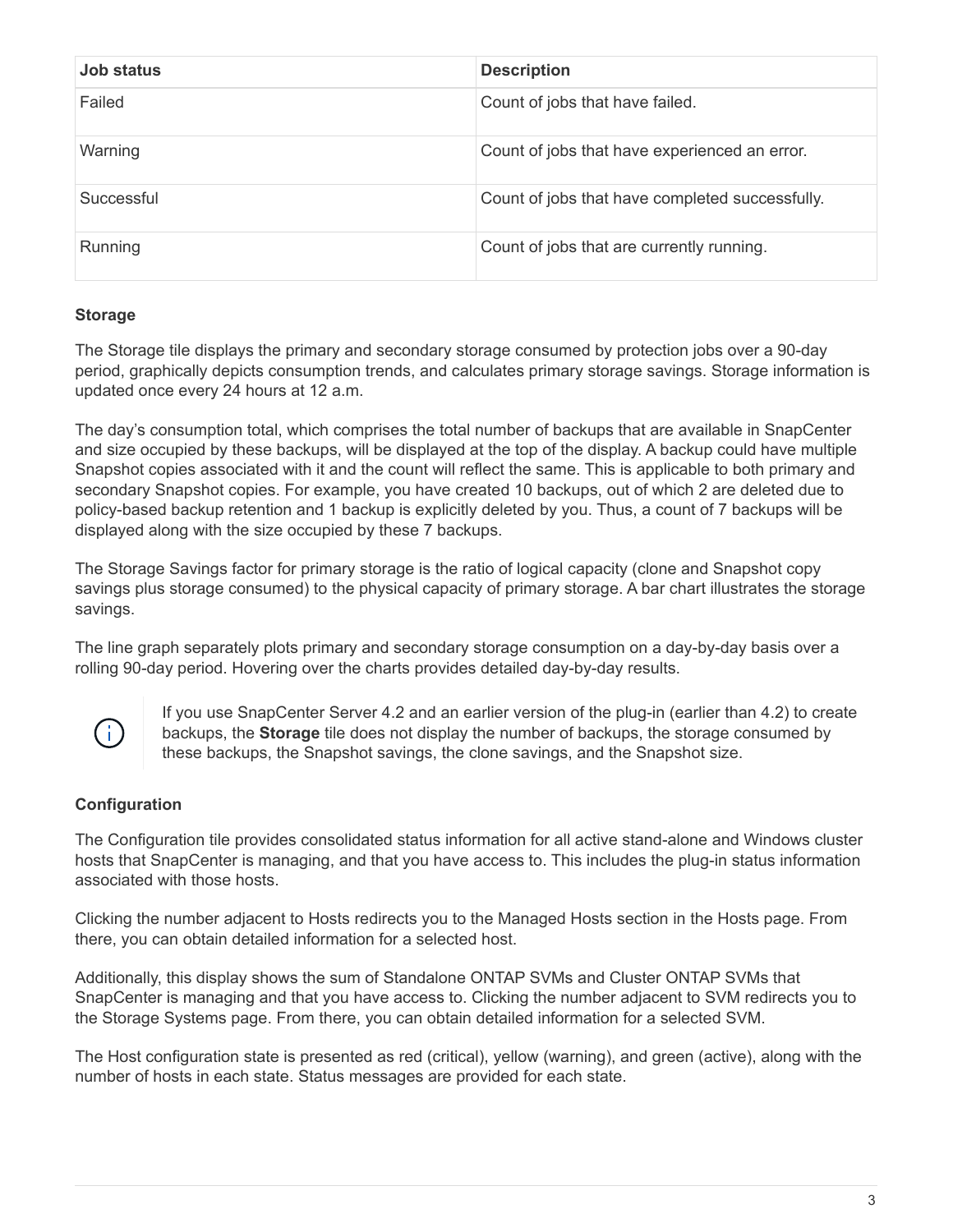| Job status | Description |
| --- | --- |
| Failed | Count of jobs that have failed. |
| Warning | Count of jobs that have experienced an error. |
| Successful | Count of jobs that have completed successfully. |
| Running | Count of jobs that are currently running. |

**Storage**

The Storage tile displays the primary and secondary storage consumed by protection jobs over a 90-day period, graphically depicts consumption trends, and calculates primary storage savings. Storage information is updated once every 24 hours at 12 a.m.

The day's consumption total, which comprises the total number of backups that are available in SnapCenter and size occupied by these backups, will be displayed at the top of the display. A backup could have multiple Snapshot copies associated with it and the count will reflect the same. This is applicable to both primary and secondary Snapshot copies. For example, you have created 10 backups, out of which 2 are deleted due to policy-based backup retention and 1 backup is explicitly deleted by you. Thus, a count of 7 backups will be displayed along with the size occupied by these 7 backups.

The Storage Savings factor for primary storage is the ratio of logical capacity (clone and Snapshot copy savings plus storage consumed) to the physical capacity of primary storage. A bar chart illustrates the storage savings.

The line graph separately plots primary and secondary storage consumption on a day-by-day basis over a rolling 90-day period. Hovering over the charts provides detailed day-by-day results.

> If you use SnapCenter Server 4.2 and an earlier version of the plug-in (earlier than 4.2) to create backups, the **Storage** tile does not display the number of backups, the storage consumed by these backups, the Snapshot savings, the clone savings, and the Snapshot size.

**Configuration**

The Configuration tile provides consolidated status information for all active stand-alone and Windows cluster hosts that SnapCenter is managing, and that you have access to. This includes the plug-in status information associated with those hosts.

Clicking the number adjacent to Hosts redirects you to the Managed Hosts section in the Hosts page. From there, you can obtain detailed information for a selected host.

Additionally, this display shows the sum of Standalone ONTAP SVMs and Cluster ONTAP SVMs that SnapCenter is managing and that you have access to. Clicking the number adjacent to SVM redirects you to the Storage Systems page. From there, you can obtain detailed information for a selected SVM.

The Host configuration state is presented as red (critical), yellow (warning), and green (active), along with the number of hosts in each state. Status messages are provided for each state.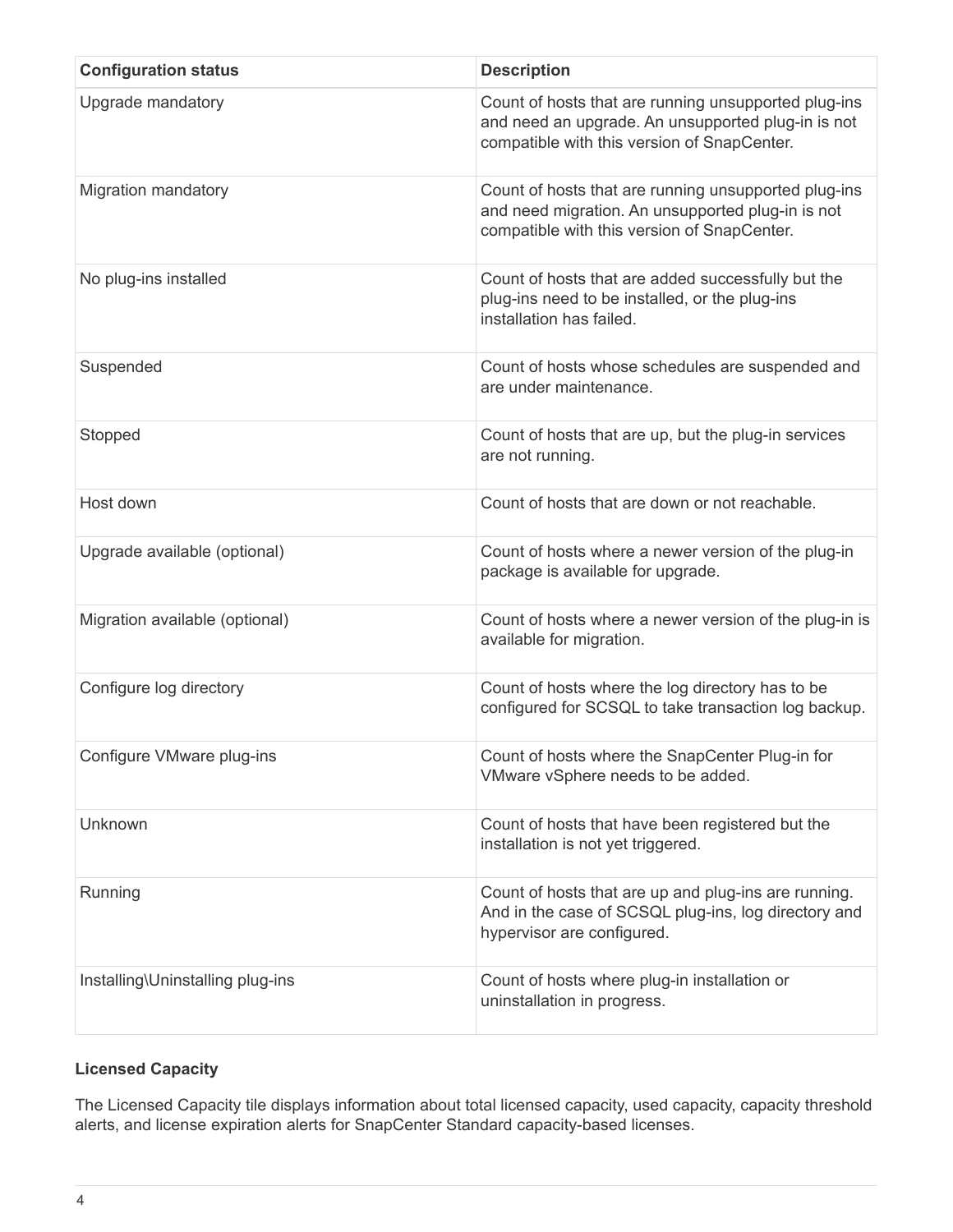| Configuration status | Description |
| --- | --- |
| Upgrade mandatory | Count of hosts that are running unsupported plug-ins and need an upgrade. An unsupported plug-in is not compatible with this version of SnapCenter. |
| Migration mandatory | Count of hosts that are running unsupported plug-ins and need migration. An unsupported plug-in is not compatible with this version of SnapCenter. |
| No plug-ins installed | Count of hosts that are added successfully but the plug-ins need to be installed, or the plug-ins installation has failed. |
| Suspended | Count of hosts whose schedules are suspended and are under maintenance. |
| Stopped | Count of hosts that are up, but the plug-in services are not running. |
| Host down | Count of hosts that are down or not reachable. |
| Upgrade available (optional) | Count of hosts where a newer version of the plug-in package is available for upgrade. |
| Migration available (optional) | Count of hosts where a newer version of the plug-in is available for migration. |
| Configure log directory | Count of hosts where the log directory has to be configured for SCSQL to take transaction log backup. |
| Configure VMware plug-ins | Count of hosts where the SnapCenter Plug-in for VMware vSphere needs to be added. |
| Unknown | Count of hosts that have been registered but the installation is not yet triggered. |
| Running | Count of hosts that are up and plug-ins are running. And in the case of SCSQL plug-ins, log directory and hypervisor are configured. |
| Installing\Uninstalling plug-ins | Count of hosts where plug-in installation or uninstallation in progress. |

**Licensed Capacity**

The Licensed Capacity tile displays information about total licensed capacity, used capacity, capacity threshold alerts, and license expiration alerts for SnapCenter Standard capacity-based licenses.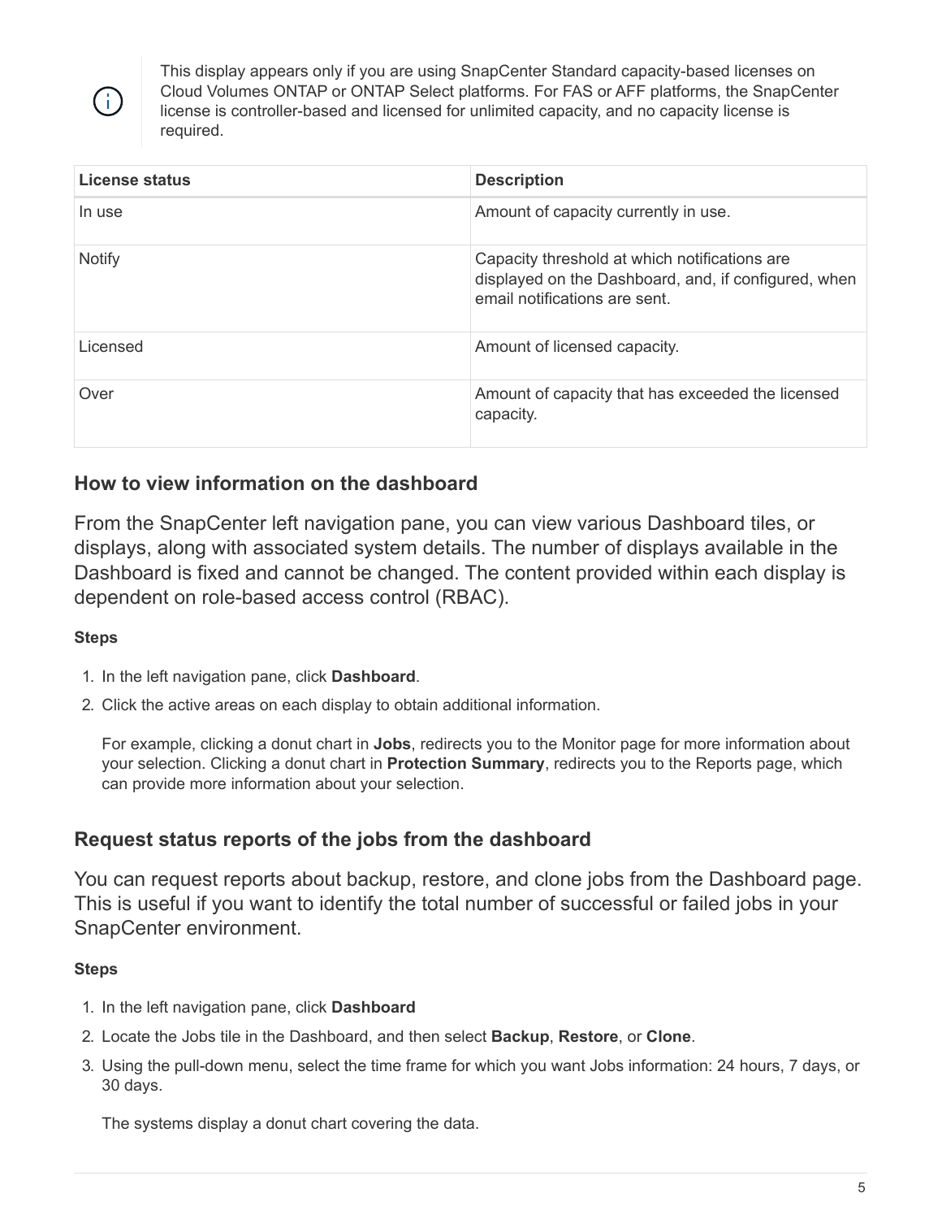> This display appears only if you are using SnapCenter Standard capacity-based licenses on Cloud Volumes ONTAP or ONTAP Select platforms. For FAS or AFF platforms, the SnapCenter license is controller-based and licensed for unlimited capacity, and no capacity license is required.

| License status | Description |
| --- | --- |
| In use | Amount of capacity currently in use. |
| Notify | Capacity threshold at which notifications are displayed on the Dashboard, and, if configured, when email notifications are sent. |
| Licensed | Amount of licensed capacity. |
| Over | Amount of capacity that has exceeded the licensed capacity. |

### How to view information on the dashboard

From the SnapCenter left navigation pane, you can view various Dashboard tiles, or displays, along with associated system details. The number of displays available in the Dashboard is fixed and cannot be changed. The content provided within each display is dependent on role-based access control (RBAC).

**Steps**

1. In the left navigation pane, click **Dashboard**.
2. Click the active areas on each display to obtain additional information.

   For example, clicking a donut chart in **Jobs**, redirects you to the Monitor page for more information about your selection. Clicking a donut chart in **Protection Summary**, redirects you to the Reports page, which can provide more information about your selection.

### Request status reports of the jobs from the dashboard

You can request reports about backup, restore, and clone jobs from the Dashboard page. This is useful if you want to identify the total number of successful or failed jobs in your SnapCenter environment.

**Steps**

1. In the left navigation pane, click **Dashboard**
2. Locate the Jobs tile in the Dashboard, and then select **Backup**, **Restore**, or **Clone**.
3. Using the pull-down menu, select the time frame for which you want Jobs information: 24 hours, 7 days, or 30 days.

   The systems display a donut chart covering the data.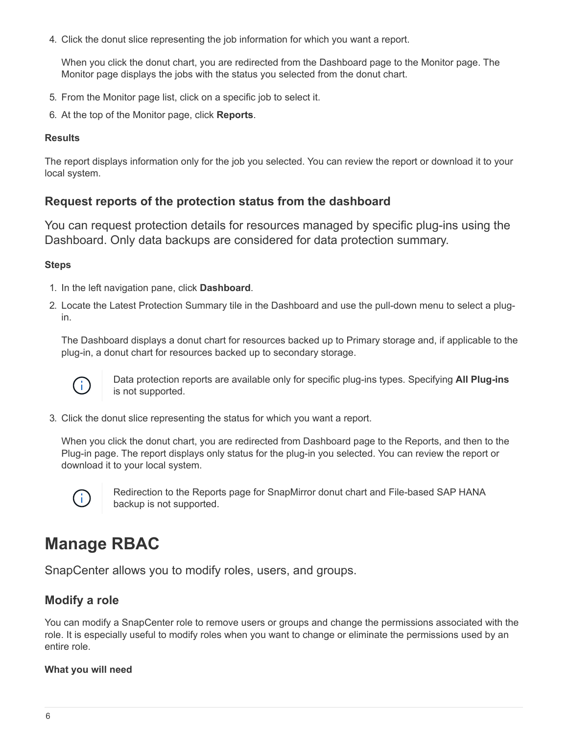4. Click the donut slice representing the job information for which you want a report.

   When you click the donut chart, you are redirected from the Dashboard page to the Monitor page. The Monitor page displays the jobs with the status you selected from the donut chart.

5. From the Monitor page list, click on a specific job to select it.
6. At the top of the Monitor page, click **Reports**.

**Results**

The report displays information only for the job you selected. You can review the report or download it to your local system.

## Request reports of the protection status from the dashboard

You can request protection details for resources managed by specific plug-ins using the Dashboard. Only data backups are considered for data protection summary.

**Steps**

1. In the left navigation pane, click **Dashboard**.
2. Locate the Latest Protection Summary tile in the Dashboard and use the pull-down menu to select a plug-in.

   The Dashboard displays a donut chart for resources backed up to Primary storage and, if applicable to the plug-in, a donut chart for resources backed up to secondary storage.

   > Data protection reports are available only for specific plug-ins types. Specifying **All Plug-ins** is not supported.

3. Click the donut slice representing the status for which you want a report.

   When you click the donut chart, you are redirected from Dashboard page to the Reports, and then to the Plug-in page. The report displays only status for the plug-in you selected. You can review the report or download it to your local system.

   > Redirection to the Reports page for SnapMirror donut chart and File-based SAP HANA backup is not supported.

# Manage RBAC

SnapCenter allows you to modify roles, users, and groups.

## Modify a role

You can modify a SnapCenter role to remove users or groups and change the permissions associated with the role. It is especially useful to modify roles when you want to change or eliminate the permissions used by an entire role.

**What you will need**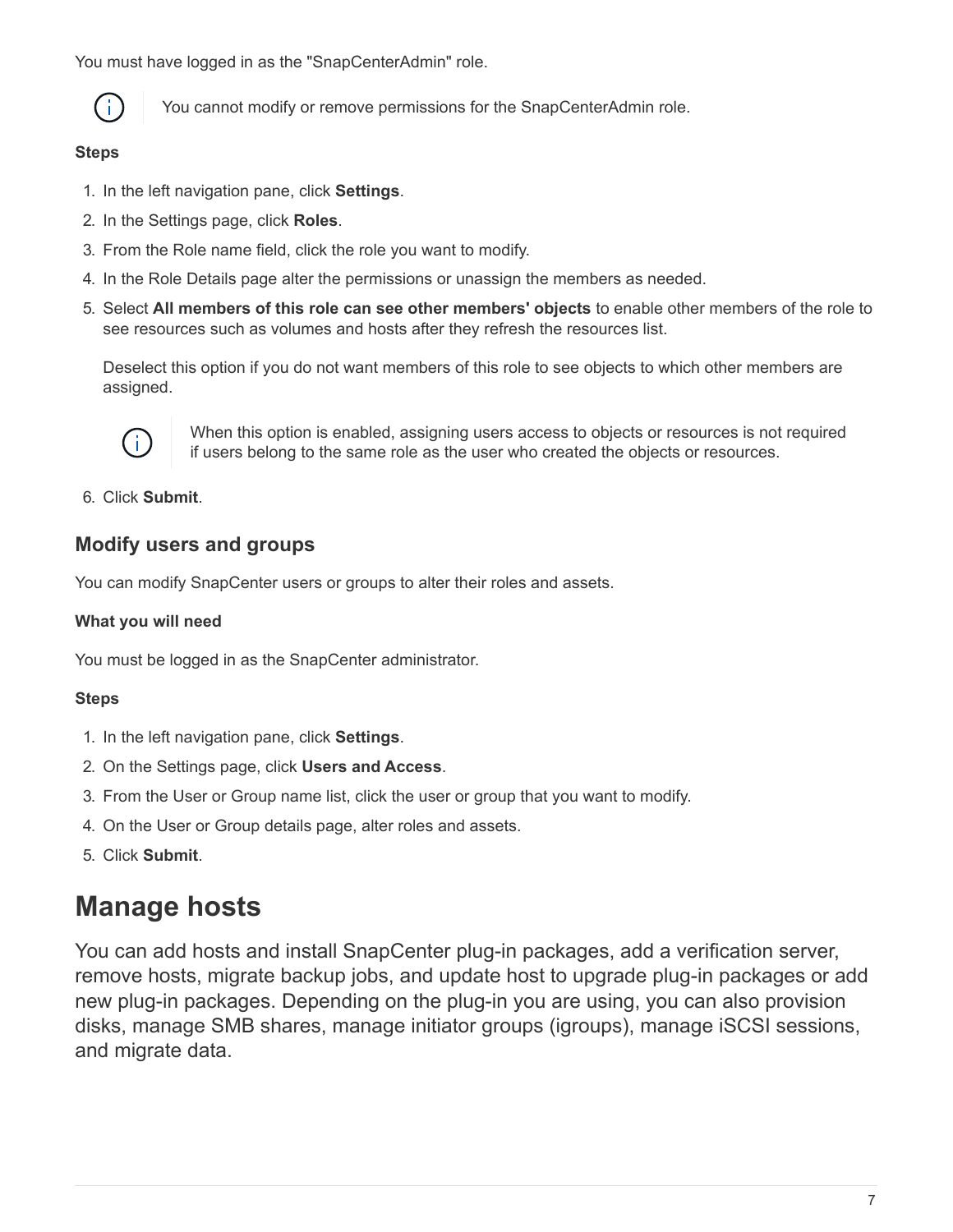You must have logged in as the "SnapCenterAdmin" role.

> You cannot modify or remove permissions for the SnapCenterAdmin role.

**Steps**

1. In the left navigation pane, click **Settings**.
2. In the Settings page, click **Roles**.
3. From the Role name field, click the role you want to modify.
4. In the Role Details page alter the permissions or unassign the members as needed.
5. Select **All members of this role can see other members' objects** to enable other members of the role to see resources such as volumes and hosts after they refresh the resources list.

   Deselect this option if you do not want members of this role to see objects to which other members are assigned.

   > When this option is enabled, assigning users access to objects or resources is not required if users belong to the same role as the user who created the objects or resources.

6. Click **Submit**.

## Modify users and groups

You can modify SnapCenter users or groups to alter their roles and assets.

**What you will need**

You must be logged in as the SnapCenter administrator.

**Steps**

1. In the left navigation pane, click **Settings**.
2. On the Settings page, click **Users and Access**.
3. From the User or Group name list, click the user or group that you want to modify.
4. On the User or Group details page, alter roles and assets.
5. Click **Submit**.

# Manage hosts

You can add hosts and install SnapCenter plug-in packages, add a verification server, remove hosts, migrate backup jobs, and update host to upgrade plug-in packages or add new plug-in packages. Depending on the plug-in you are using, you can also provision disks, manage SMB shares, manage initiator groups (igroups), manage iSCSI sessions, and migrate data.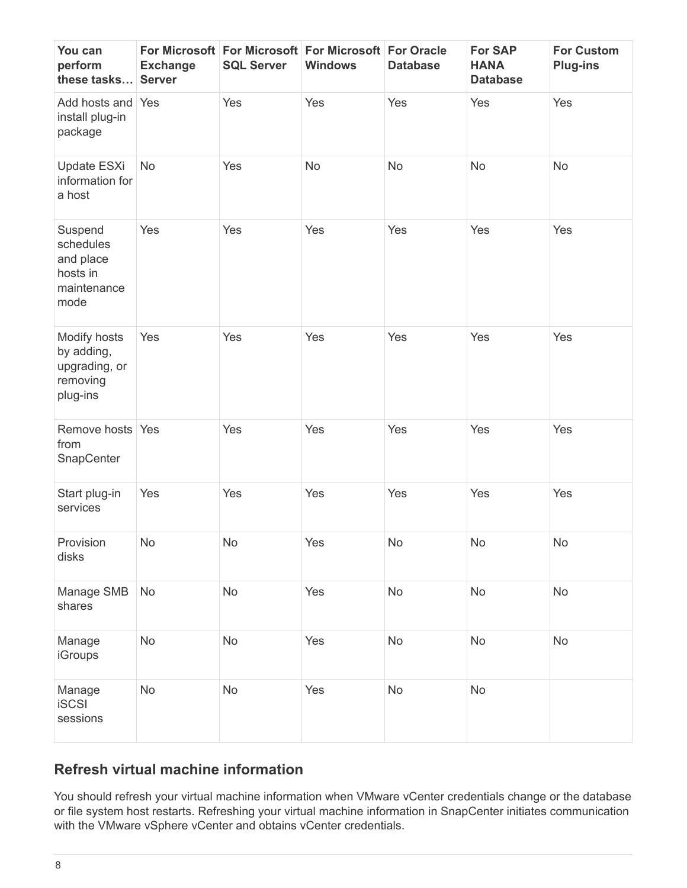| You can perform these tasks… | For Microsoft Exchange Server | For Microsoft SQL Server | For Microsoft Windows | For Oracle Database | For SAP HANA Database | For Custom Plug-ins |
|---|---|---|---|---|---|---|
| Add hosts and install plug-in package | Yes | Yes | Yes | Yes | Yes | Yes |
| Update ESXi information for a host | No | Yes | No | No | No | No |
| Suspend schedules and place hosts in maintenance mode | Yes | Yes | Yes | Yes | Yes | Yes |
| Modify hosts by adding, upgrading, or removing plug-ins | Yes | Yes | Yes | Yes | Yes | Yes |
| Remove hosts from SnapCenter | Yes | Yes | Yes | Yes | Yes | Yes |
| Start plug-in services | Yes | Yes | Yes | Yes | Yes | Yes |
| Provision disks | No | No | Yes | No | No | No |
| Manage SMB shares | No | No | Yes | No | No | No |
| Manage iGroups | No | No | Yes | No | No | No |
| Manage iSCSI sessions | No | No | Yes | No | No | |

## Refresh virtual machine information

You should refresh your virtual machine information when VMware vCenter credentials change or the database or file system host restarts. Refreshing your virtual machine information in SnapCenter initiates communication with the VMware vSphere vCenter and obtains vCenter credentials.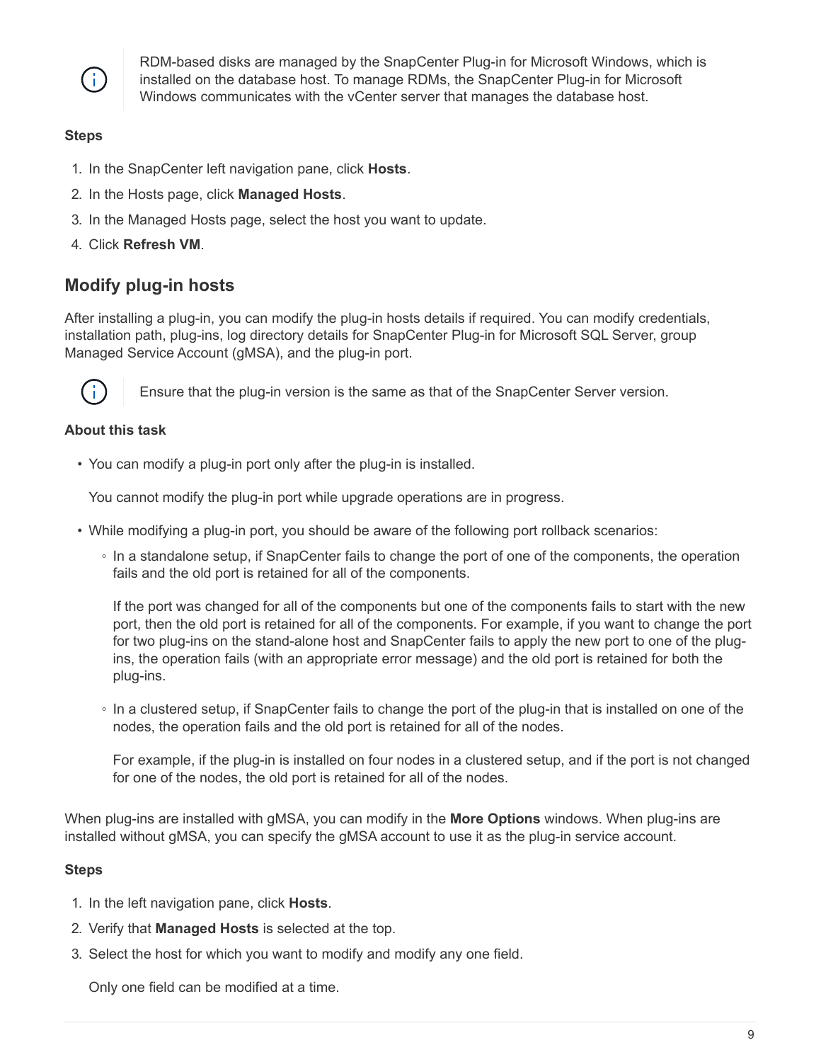> RDM-based disks are managed by the SnapCenter Plug-in for Microsoft Windows, which is installed on the database host. To manage RDMs, the SnapCenter Plug-in for Microsoft Windows communicates with the vCenter server that manages the database host.

**Steps**

1. In the SnapCenter left navigation pane, click **Hosts**.
2. In the Hosts page, click **Managed Hosts**.
3. In the Managed Hosts page, select the host you want to update.
4. Click **Refresh VM**.

## Modify plug-in hosts

After installing a plug-in, you can modify the plug-in hosts details if required. You can modify credentials, installation path, plug-ins, log directory details for SnapCenter Plug-in for Microsoft SQL Server, group Managed Service Account (gMSA), and the plug-in port.

> Ensure that the plug-in version is the same as that of the SnapCenter Server version.

**About this task**

- You can modify a plug-in port only after the plug-in is installed.

  You cannot modify the plug-in port while upgrade operations are in progress.

- While modifying a plug-in port, you should be aware of the following port rollback scenarios:
  - In a standalone setup, if SnapCenter fails to change the port of one of the components, the operation fails and the old port is retained for all of the components.

    If the port was changed for all of the components but one of the components fails to start with the new port, then the old port is retained for all of the components. For example, if you want to change the port for two plug-ins on the stand-alone host and SnapCenter fails to apply the new port to one of the plug-ins, the operation fails (with an appropriate error message) and the old port is retained for both the plug-ins.

  - In a clustered setup, if SnapCenter fails to change the port of the plug-in that is installed on one of the nodes, the operation fails and the old port is retained for all of the nodes.

    For example, if the plug-in is installed on four nodes in a clustered setup, and if the port is not changed for one of the nodes, the old port is retained for all of the nodes.

When plug-ins are installed with gMSA, you can modify in the **More Options** windows. When plug-ins are installed without gMSA, you can specify the gMSA account to use it as the plug-in service account.

**Steps**

1. In the left navigation pane, click **Hosts**.
2. Verify that **Managed Hosts** is selected at the top.
3. Select the host for which you want to modify and modify any one field.

   Only one field can be modified at a time.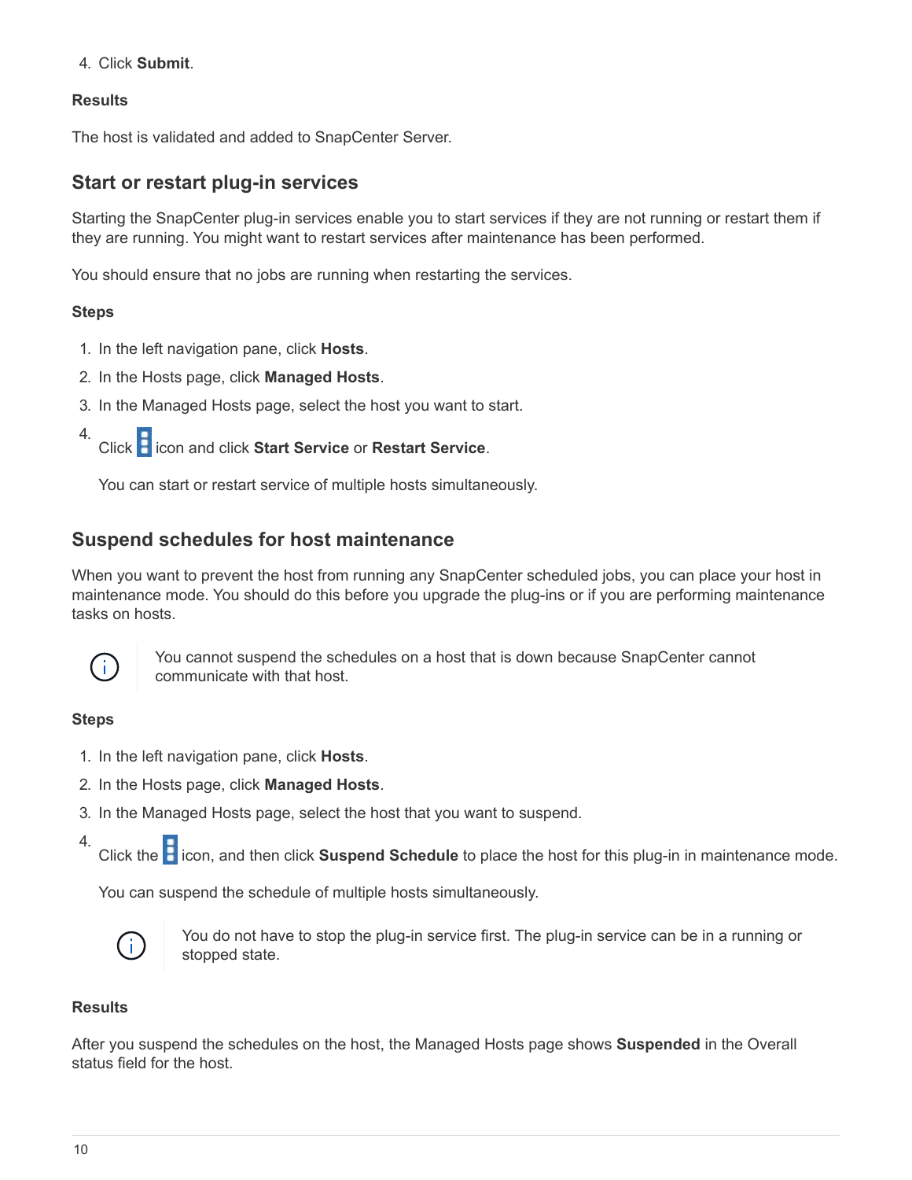4. Click **Submit**.

#### Results

The host is validated and added to SnapCenter Server.

## Start or restart plug-in services

Starting the SnapCenter plug-in services enable you to start services if they are not running or restart them if they are running. You might want to restart services after maintenance has been performed.

You should ensure that no jobs are running when restarting the services.

#### Steps

1. In the left navigation pane, click **Hosts**.
2. In the Hosts page, click **Managed Hosts**.
3. In the Managed Hosts page, select the host you want to start.
4. Click icon and click **Start Service** or **Restart Service**.

   You can start or restart service of multiple hosts simultaneously.

## Suspend schedules for host maintenance

When you want to prevent the host from running any SnapCenter scheduled jobs, you can place your host in maintenance mode. You should do this before you upgrade the plug-ins or if you are performing maintenance tasks on hosts.

> You cannot suspend the schedules on a host that is down because SnapCenter cannot communicate with that host.

#### Steps

1. In the left navigation pane, click **Hosts**.
2. In the Hosts page, click **Managed Hosts**.
3. In the Managed Hosts page, select the host that you want to suspend.
4. Click the icon, and then click **Suspend Schedule** to place the host for this plug-in in maintenance mode.

   You can suspend the schedule of multiple hosts simultaneously.

   > You do not have to stop the plug-in service first. The plug-in service can be in a running or stopped state.

#### Results

After you suspend the schedules on the host, the Managed Hosts page shows **Suspended** in the Overall status field for the host.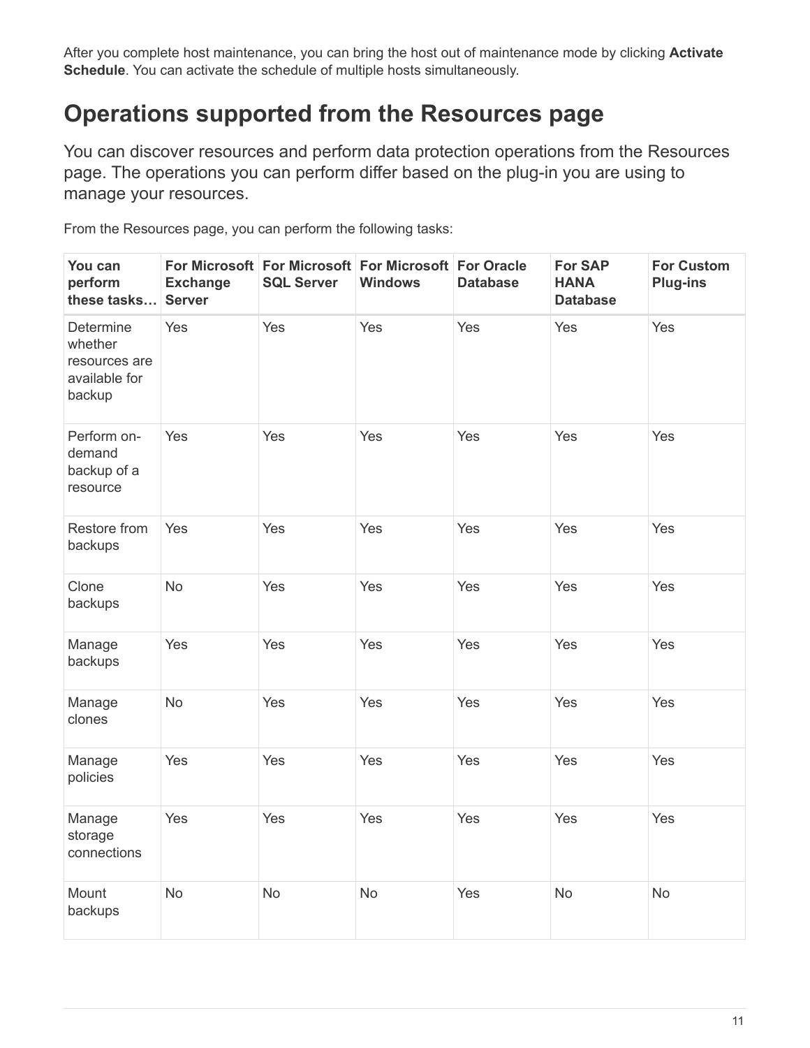After you complete host maintenance, you can bring the host out of maintenance mode by clicking **Activate Schedule**. You can activate the schedule of multiple hosts simultaneously.

## Operations supported from the Resources page

You can discover resources and perform data protection operations from the Resources page. The operations you can perform differ based on the plug-in you are using to manage your resources.

From the Resources page, you can perform the following tasks:

| You can perform these tasks… | For Microsoft Exchange Server | For Microsoft SQL Server | For Microsoft Windows | For Oracle Database | For SAP HANA Database | For Custom Plug-ins |
| --- | --- | --- | --- | --- | --- | --- |
| Determine whether resources are available for backup | Yes | Yes | Yes | Yes | Yes | Yes |
| Perform on-demand backup of a resource | Yes | Yes | Yes | Yes | Yes | Yes |
| Restore from backups | Yes | Yes | Yes | Yes | Yes | Yes |
| Clone backups | No | Yes | Yes | Yes | Yes | Yes |
| Manage backups | Yes | Yes | Yes | Yes | Yes | Yes |
| Manage clones | No | Yes | Yes | Yes | Yes | Yes |
| Manage policies | Yes | Yes | Yes | Yes | Yes | Yes |
| Manage storage connections | Yes | Yes | Yes | Yes | Yes | Yes |
| Mount backups | No | No | No | Yes | No | No |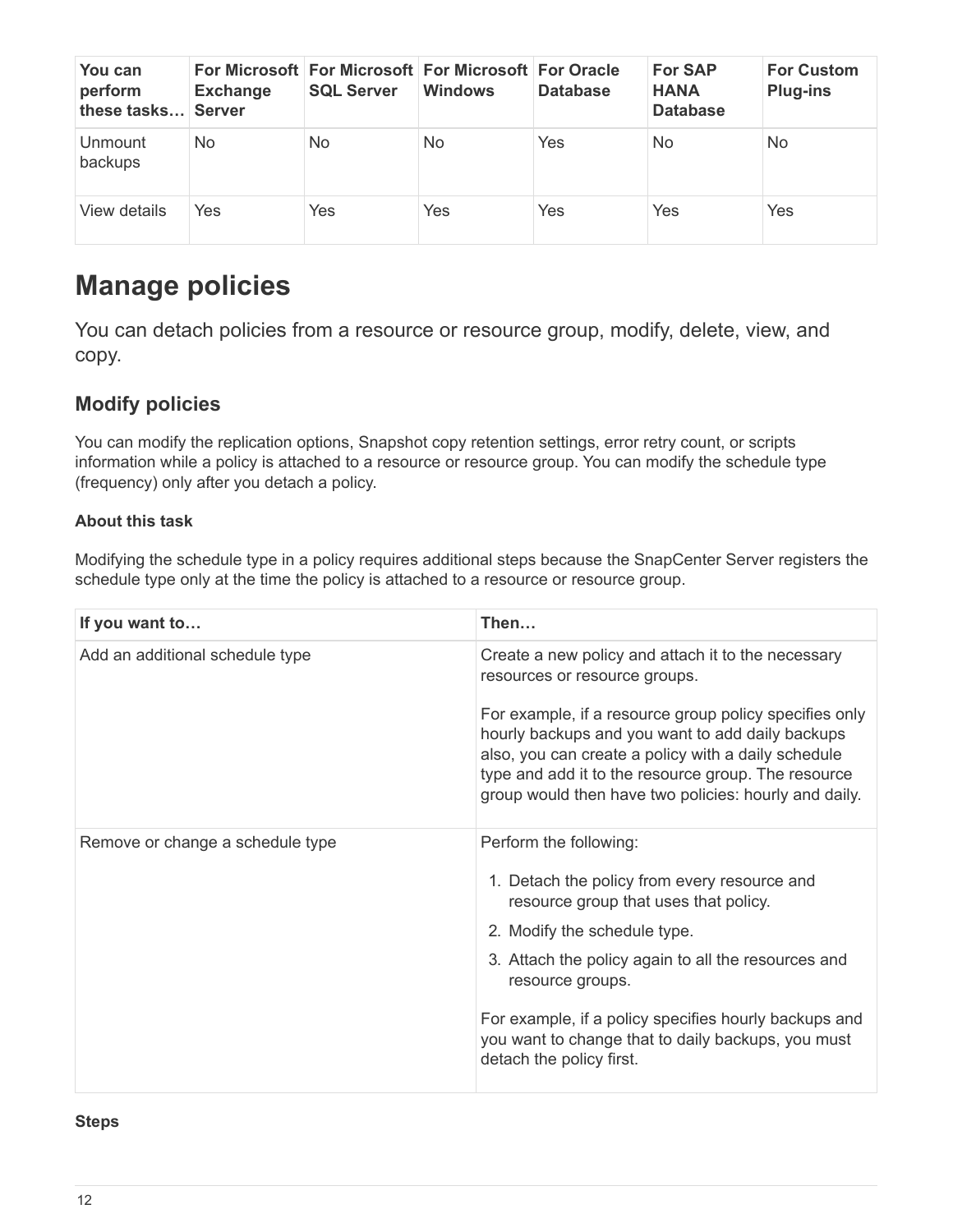| You can perform these tasks… | For Microsoft Exchange Server | For Microsoft SQL Server | For Microsoft Windows | For Oracle Database | For SAP HANA Database | For Custom Plug-ins |
| --- | --- | --- | --- | --- | --- | --- |
| Unmount backups | No | No | No | Yes | No | No |
| View details | Yes | Yes | Yes | Yes | Yes | Yes |

# Manage policies

You can detach policies from a resource or resource group, modify, delete, view, and copy.

## Modify policies

You can modify the replication options, Snapshot copy retention settings, error retry count, or scripts information while a policy is attached to a resource or resource group. You can modify the schedule type (frequency) only after you detach a policy.

**About this task**

Modifying the schedule type in a policy requires additional steps because the SnapCenter Server registers the schedule type only at the time the policy is attached to a resource or resource group.

| If you want to… | Then… |
| --- | --- |
| Add an additional schedule type | Create a new policy and attach it to the necessary resources or resource groups.<br><br>For example, if a resource group policy specifies only hourly backups and you want to add daily backups also, you can create a policy with a daily schedule type and add it to the resource group. The resource group would then have two policies: hourly and daily. |
| Remove or change a schedule type | Perform the following:<br><br>1. Detach the policy from every resource and resource group that uses that policy.<br>2. Modify the schedule type.<br>3. Attach the policy again to all the resources and resource groups.<br><br>For example, if a policy specifies hourly backups and you want to change that to daily backups, you must detach the policy first. |

**Steps**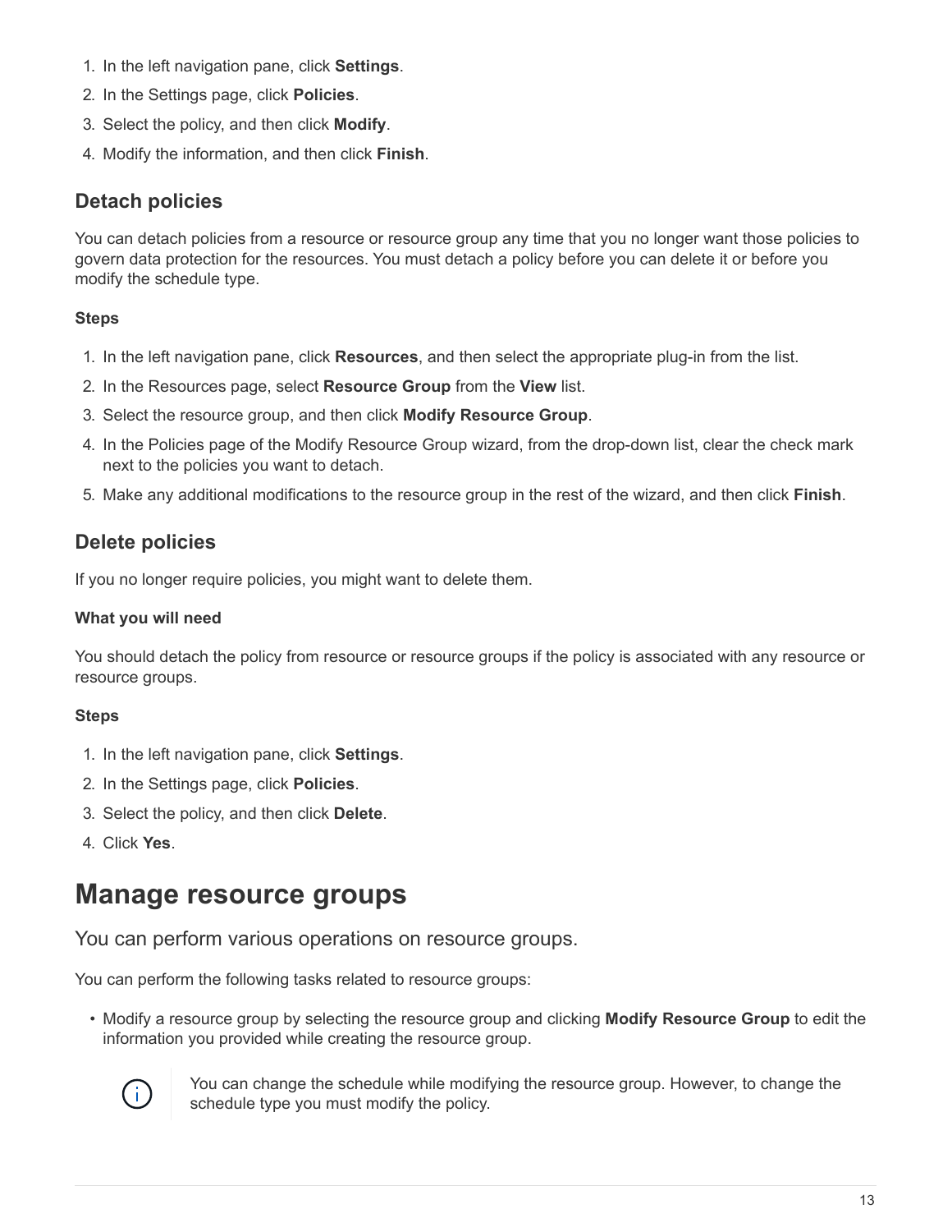1. In the left navigation pane, click **Settings**.
2. In the Settings page, click **Policies**.
3. Select the policy, and then click **Modify**.
4. Modify the information, and then click **Finish**.

## Detach policies

You can detach policies from a resource or resource group any time that you no longer want those policies to govern data protection for the resources. You must detach a policy before you can delete it or before you modify the schedule type.

**Steps**

1. In the left navigation pane, click **Resources**, and then select the appropriate plug-in from the list.
2. In the Resources page, select **Resource Group** from the **View** list.
3. Select the resource group, and then click **Modify Resource Group**.
4. In the Policies page of the Modify Resource Group wizard, from the drop-down list, clear the check mark next to the policies you want to detach.
5. Make any additional modifications to the resource group in the rest of the wizard, and then click **Finish**.

## Delete policies

If you no longer require policies, you might want to delete them.

**What you will need**

You should detach the policy from resource or resource groups if the policy is associated with any resource or resource groups.

**Steps**

1. In the left navigation pane, click **Settings**.
2. In the Settings page, click **Policies**.
3. Select the policy, and then click **Delete**.
4. Click **Yes**.

# Manage resource groups

You can perform various operations on resource groups.

You can perform the following tasks related to resource groups:

- Modify a resource group by selecting the resource group and clicking **Modify Resource Group** to edit the information you provided while creating the resource group.

> You can change the schedule while modifying the resource group. However, to change the schedule type you must modify the policy.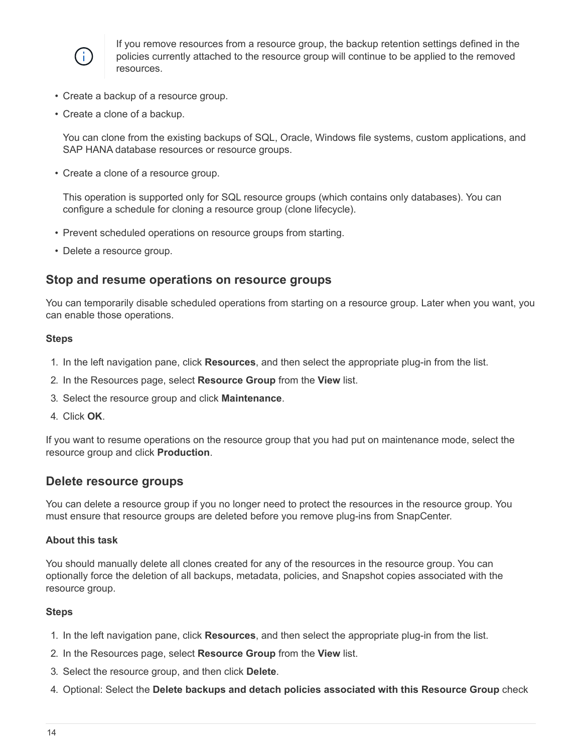> If you remove resources from a resource group, the backup retention settings defined in the policies currently attached to the resource group will continue to be applied to the removed resources.

- Create a backup of a resource group.
- Create a clone of a backup.

  You can clone from the existing backups of SQL, Oracle, Windows file systems, custom applications, and SAP HANA database resources or resource groups.

- Create a clone of a resource group.

  This operation is supported only for SQL resource groups (which contains only databases). You can configure a schedule for cloning a resource group (clone lifecycle).

- Prevent scheduled operations on resource groups from starting.
- Delete a resource group.

## Stop and resume operations on resource groups

You can temporarily disable scheduled operations from starting on a resource group. Later when you want, you can enable those operations.

**Steps**

1. In the left navigation pane, click **Resources**, and then select the appropriate plug-in from the list.
2. In the Resources page, select **Resource Group** from the **View** list.
3. Select the resource group and click **Maintenance**.
4. Click **OK**.

If you want to resume operations on the resource group that you had put on maintenance mode, select the resource group and click **Production**.

## Delete resource groups

You can delete a resource group if you no longer need to protect the resources in the resource group. You must ensure that resource groups are deleted before you remove plug-ins from SnapCenter.

**About this task**

You should manually delete all clones created for any of the resources in the resource group. You can optionally force the deletion of all backups, metadata, policies, and Snapshot copies associated with the resource group.

**Steps**

1. In the left navigation pane, click **Resources**, and then select the appropriate plug-in from the list.
2. In the Resources page, select **Resource Group** from the **View** list.
3. Select the resource group, and then click **Delete**.
4. Optional: Select the **Delete backups and detach policies associated with this Resource Group** check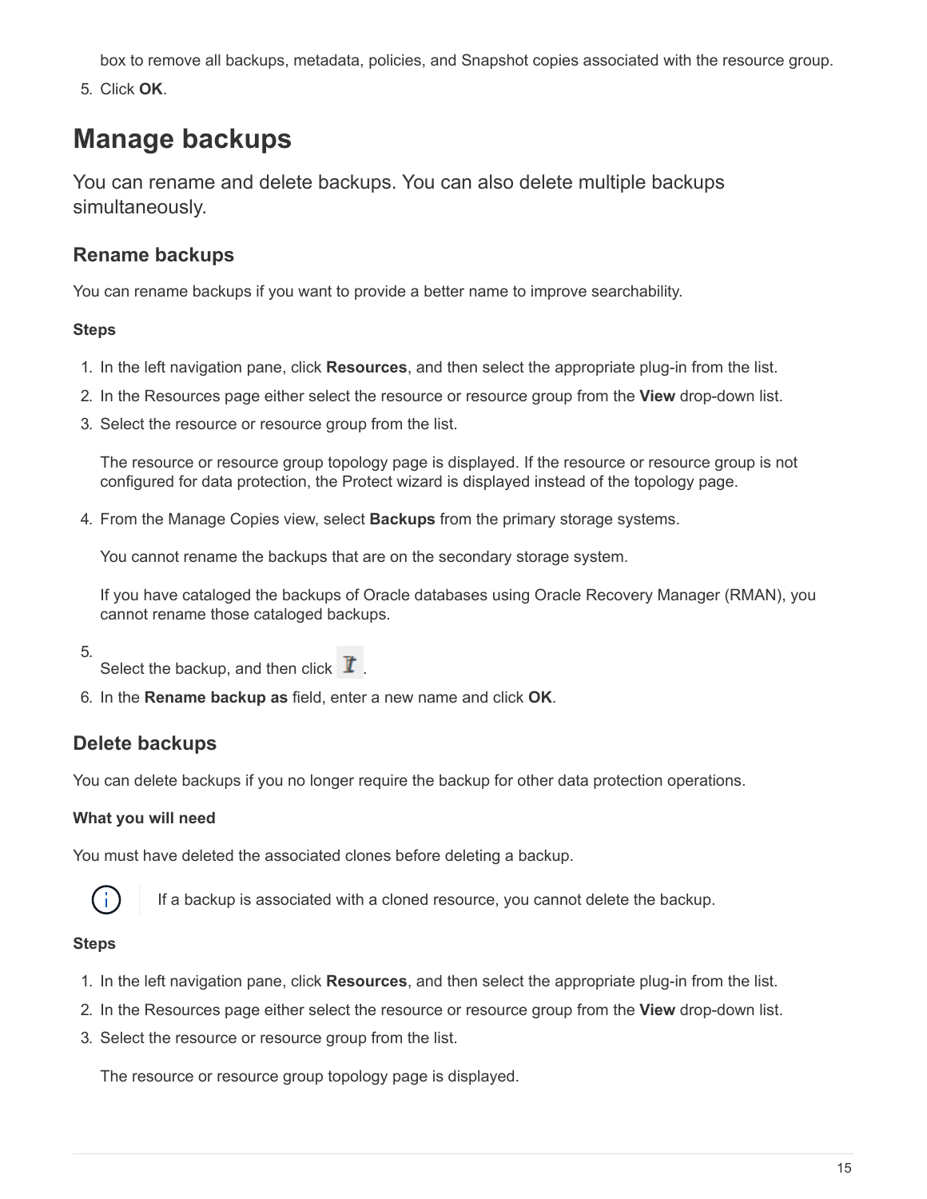box to remove all backups, metadata, policies, and Snapshot copies associated with the resource group.

5. Click **OK**.

# Manage backups

You can rename and delete backups. You can also delete multiple backups simultaneously.

## Rename backups

You can rename backups if you want to provide a better name to improve searchability.

**Steps**

1. In the left navigation pane, click **Resources**, and then select the appropriate plug-in from the list.
2. In the Resources page either select the resource or resource group from the **View** drop-down list.
3. Select the resource or resource group from the list.

   The resource or resource group topology page is displayed. If the resource or resource group is not configured for data protection, the Protect wizard is displayed instead of the topology page.

4. From the Manage Copies view, select **Backups** from the primary storage systems.

   You cannot rename the backups that are on the secondary storage system.

   If you have cataloged the backups of Oracle databases using Oracle Recovery Manager (RMAN), you cannot rename those cataloged backups.

5. Select the backup, and then click .
6. In the **Rename backup as** field, enter a new name and click **OK**.

## Delete backups

You can delete backups if you no longer require the backup for other data protection operations.

**What you will need**

You must have deleted the associated clones before deleting a backup.

> If a backup is associated with a cloned resource, you cannot delete the backup.

**Steps**

1. In the left navigation pane, click **Resources**, and then select the appropriate plug-in from the list.
2. In the Resources page either select the resource or resource group from the **View** drop-down list.
3. Select the resource or resource group from the list.

   The resource or resource group topology page is displayed.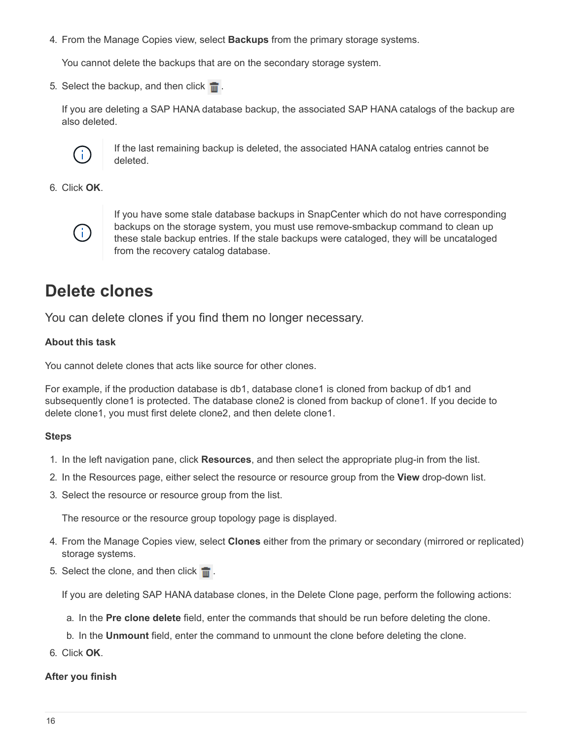4. From the Manage Copies view, select **Backups** from the primary storage systems.

   You cannot delete the backups that are on the secondary storage system.

5. Select the backup, and then click 🗑.

   If you are deleting a SAP HANA database backup, the associated SAP HANA catalogs of the backup are also deleted.

   > If the last remaining backup is deleted, the associated HANA catalog entries cannot be deleted.

6. Click **OK**.

   > If you have some stale database backups in SnapCenter which do not have corresponding backups on the storage system, you must use remove-smbackup command to clean up these stale backup entries. If the stale backups were cataloged, they will be uncataloged from the recovery catalog database.

## Delete clones

You can delete clones if you find them no longer necessary.

**About this task**

You cannot delete clones that acts like source for other clones.

For example, if the production database is db1, database clone1 is cloned from backup of db1 and subsequently clone1 is protected. The database clone2 is cloned from backup of clone1. If you decide to delete clone1, you must first delete clone2, and then delete clone1.

**Steps**

1. In the left navigation pane, click **Resources**, and then select the appropriate plug-in from the list.
2. In the Resources page, either select the resource or resource group from the **View** drop-down list.
3. Select the resource or resource group from the list.

   The resource or the resource group topology page is displayed.

4. From the Manage Copies view, select **Clones** either from the primary or secondary (mirrored or replicated) storage systems.
5. Select the clone, and then click 🗑.

   If you are deleting SAP HANA database clones, in the Delete Clone page, perform the following actions:

   a. In the **Pre clone delete** field, enter the commands that should be run before deleting the clone.

   b. In the **Unmount** field, enter the command to unmount the clone before deleting the clone.

6. Click **OK**.

**After you finish**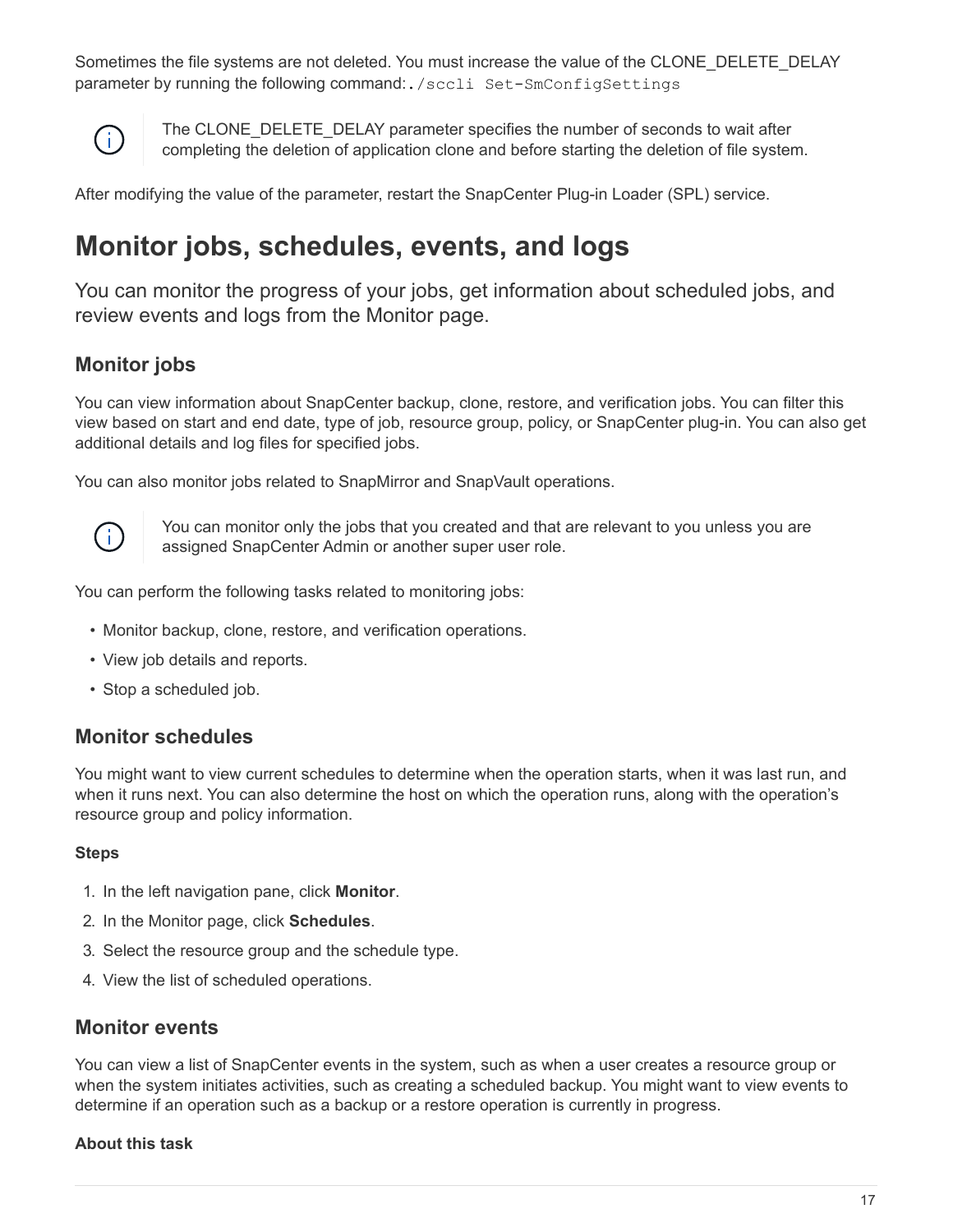Sometimes the file systems are not deleted. You must increase the value of the CLONE_DELETE_DELAY parameter by running the following command:`./sccli Set-SmConfigSettings`

> The CLONE_DELETE_DELAY parameter specifies the number of seconds to wait after completing the deletion of application clone and before starting the deletion of file system.

After modifying the value of the parameter, restart the SnapCenter Plug-in Loader (SPL) service.

# Monitor jobs, schedules, events, and logs

You can monitor the progress of your jobs, get information about scheduled jobs, and review events and logs from the Monitor page.

## Monitor jobs

You can view information about SnapCenter backup, clone, restore, and verification jobs. You can filter this view based on start and end date, type of job, resource group, policy, or SnapCenter plug-in. You can also get additional details and log files for specified jobs.

You can also monitor jobs related to SnapMirror and SnapVault operations.

> You can monitor only the jobs that you created and that are relevant to you unless you are assigned SnapCenter Admin or another super user role.

You can perform the following tasks related to monitoring jobs:

- Monitor backup, clone, restore, and verification operations.
- View job details and reports.
- Stop a scheduled job.

## Monitor schedules

You might want to view current schedules to determine when the operation starts, when it was last run, and when it runs next. You can also determine the host on which the operation runs, along with the operation's resource group and policy information.

**Steps**

1. In the left navigation pane, click **Monitor**.
2. In the Monitor page, click **Schedules**.
3. Select the resource group and the schedule type.
4. View the list of scheduled operations.

## Monitor events

You can view a list of SnapCenter events in the system, such as when a user creates a resource group or when the system initiates activities, such as creating a scheduled backup. You might want to view events to determine if an operation such as a backup or a restore operation is currently in progress.

**About this task**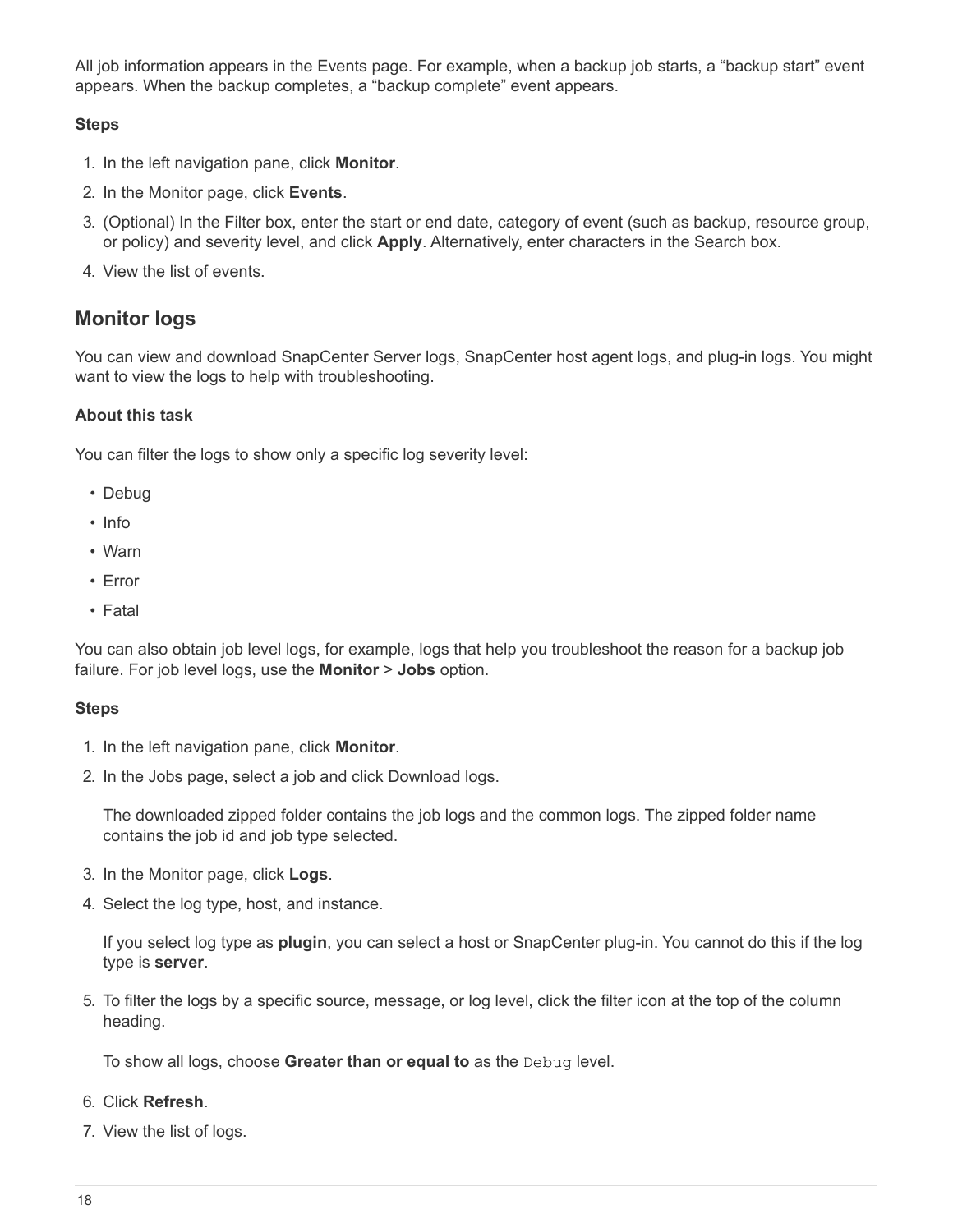All job information appears in the Events page. For example, when a backup job starts, a “backup start” event appears. When the backup completes, a “backup complete” event appears.

**Steps**

1. In the left navigation pane, click **Monitor**.
2. In the Monitor page, click **Events**.
3. (Optional) In the Filter box, enter the start or end date, category of event (such as backup, resource group, or policy) and severity level, and click **Apply**. Alternatively, enter characters in the Search box.
4. View the list of events.

## Monitor logs

You can view and download SnapCenter Server logs, SnapCenter host agent logs, and plug-in logs. You might want to view the logs to help with troubleshooting.

**About this task**

You can filter the logs to show only a specific log severity level:

- Debug
- Info
- Warn
- Error
- Fatal

You can also obtain job level logs, for example, logs that help you troubleshoot the reason for a backup job failure. For job level logs, use the **Monitor** > **Jobs** option.

**Steps**

1. In the left navigation pane, click **Monitor**.
2. In the Jobs page, select a job and click Download logs.

   The downloaded zipped folder contains the job logs and the common logs. The zipped folder name contains the job id and job type selected.

3. In the Monitor page, click **Logs**.
4. Select the log type, host, and instance.

   If you select log type as **plugin**, you can select a host or SnapCenter plug-in. You cannot do this if the log type is **server**.

5. To filter the logs by a specific source, message, or log level, click the filter icon at the top of the column heading.

   To show all logs, choose **Greater than or equal to** as the `Debug` level.

6. Click **Refresh**.
7. View the list of logs.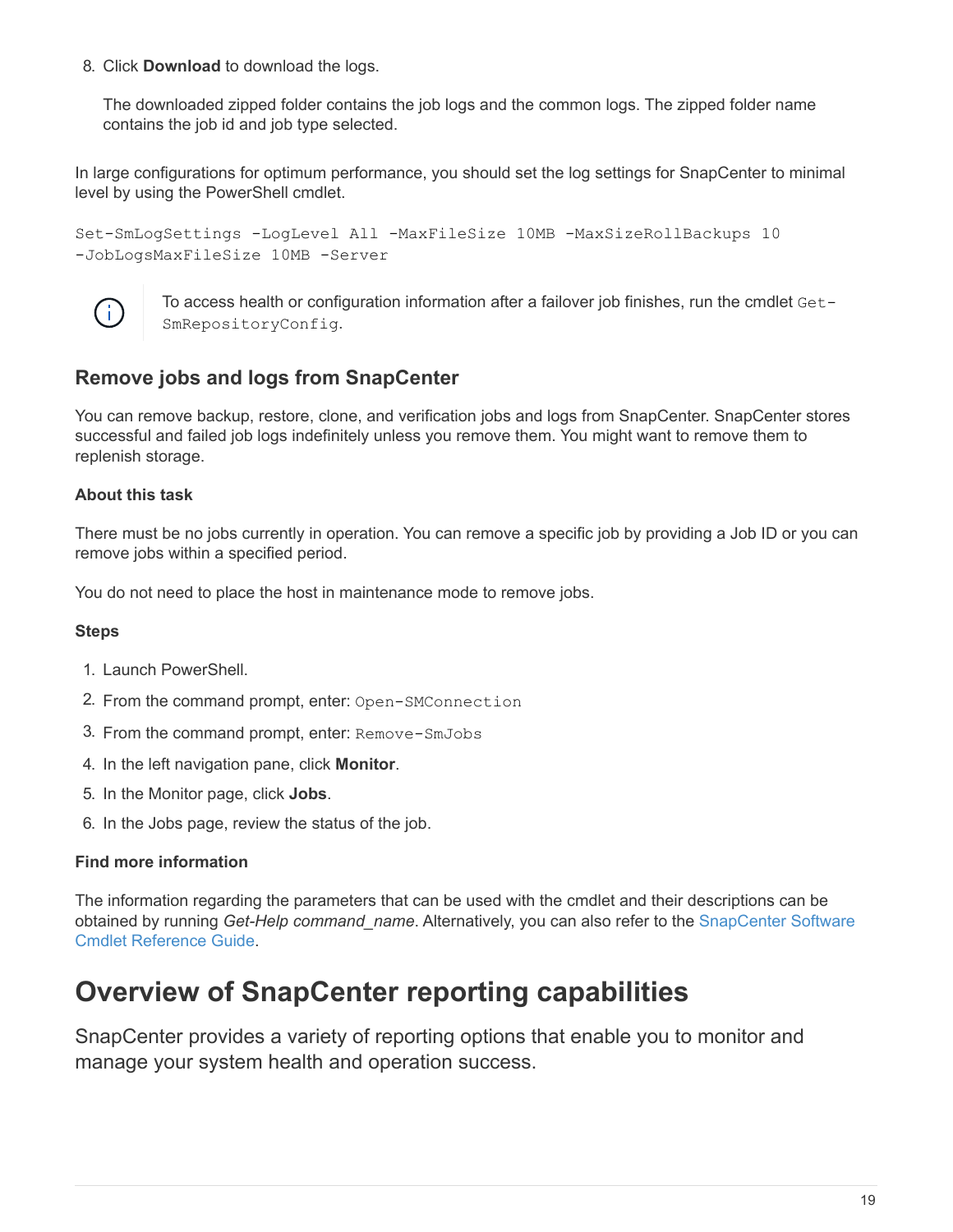8. Click **Download** to download the logs.

   The downloaded zipped folder contains the job logs and the common logs. The zipped folder name contains the job id and job type selected.

In large configurations for optimum performance, you should set the log settings for SnapCenter to minimal level by using the PowerShell cmdlet.

```
Set-SmLogSettings -LogLevel All -MaxFileSize 10MB -MaxSizeRollBackups 10
-JobLogsMaxFileSize 10MB -Server
```

> To access health or configuration information after a failover job finishes, run the cmdlet `Get-SmRepositoryConfig`.

### Remove jobs and logs from SnapCenter

You can remove backup, restore, clone, and verification jobs and logs from SnapCenter. SnapCenter stores successful and failed job logs indefinitely unless you remove them. You might want to remove them to replenish storage.

#### About this task

There must be no jobs currently in operation. You can remove a specific job by providing a Job ID or you can remove jobs within a specified period.

You do not need to place the host in maintenance mode to remove jobs.

#### Steps

1. Launch PowerShell.
2. From the command prompt, enter: `Open-SMConnection`
3. From the command prompt, enter: `Remove-SmJobs`
4. In the left navigation pane, click **Monitor**.
5. In the Monitor page, click **Jobs**.
6. In the Jobs page, review the status of the job.

#### Find more information

The information regarding the parameters that can be used with the cmdlet and their descriptions can be obtained by running *Get-Help command_name*. Alternatively, you can also refer to the SnapCenter Software Cmdlet Reference Guide.

## Overview of SnapCenter reporting capabilities

SnapCenter provides a variety of reporting options that enable you to monitor and manage your system health and operation success.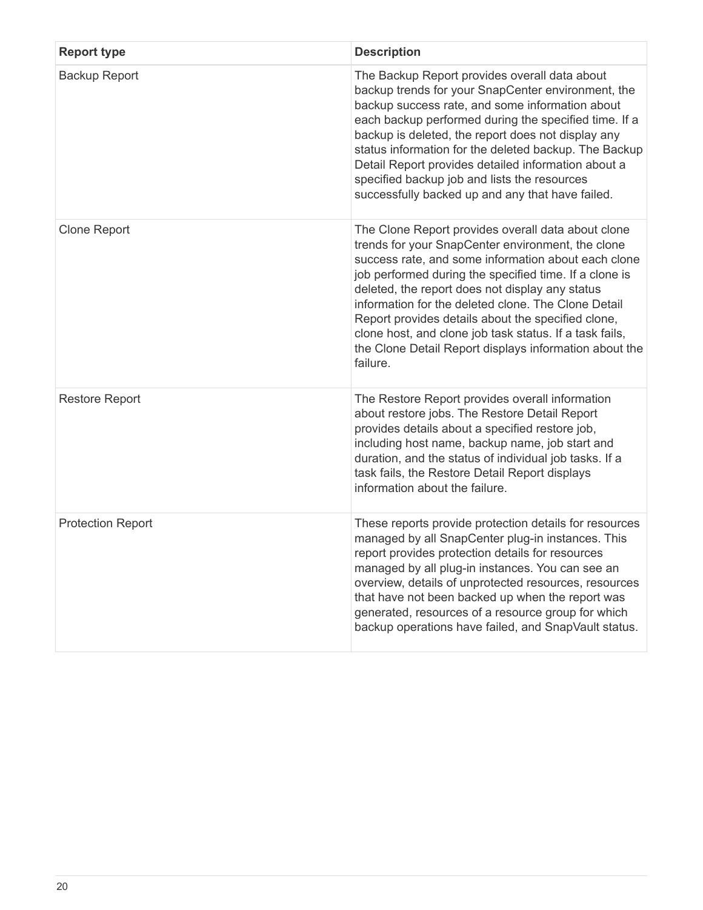| Report type | Description |
| --- | --- |
| Backup Report | The Backup Report provides overall data about backup trends for your SnapCenter environment, the backup success rate, and some information about each backup performed during the specified time. If a backup is deleted, the report does not display any status information for the deleted backup. The Backup Detail Report provides detailed information about a specified backup job and lists the resources successfully backed up and any that have failed. |
| Clone Report | The Clone Report provides overall data about clone trends for your SnapCenter environment, the clone success rate, and some information about each clone job performed during the specified time. If a clone is deleted, the report does not display any status information for the deleted clone. The Clone Detail Report provides details about the specified clone, clone host, and clone job task status. If a task fails, the Clone Detail Report displays information about the failure. |
| Restore Report | The Restore Report provides overall information about restore jobs. The Restore Detail Report provides details about a specified restore job, including host name, backup name, job start and duration, and the status of individual job tasks. If a task fails, the Restore Detail Report displays information about the failure. |
| Protection Report | These reports provide protection details for resources managed by all SnapCenter plug-in instances. This report provides protection details for resources managed by all plug-in instances. You can see an overview, details of unprotected resources, resources that have not been backed up when the report was generated, resources of a resource group for which backup operations have failed, and SnapVault status. |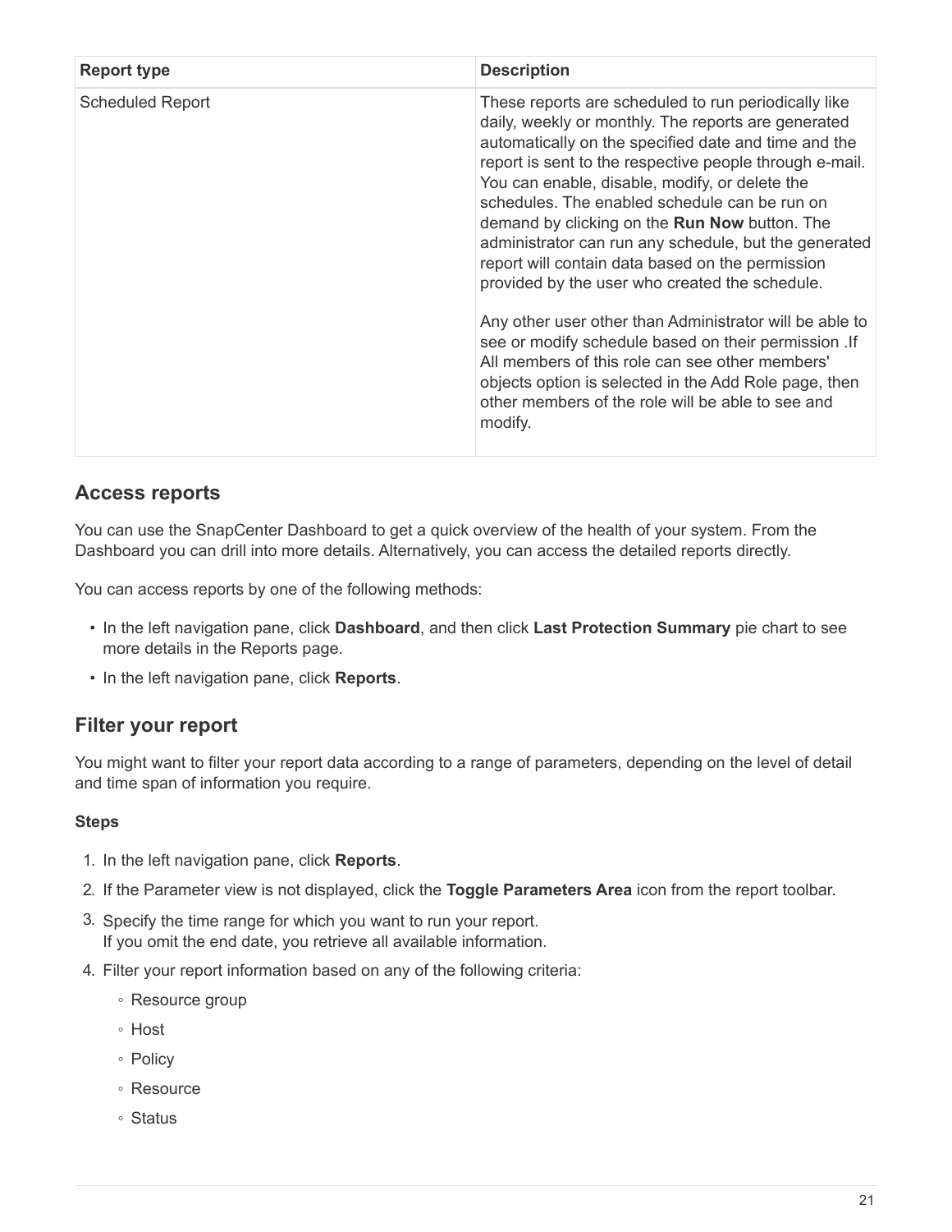| Report type | Description |
| --- | --- |
| Scheduled Report | These reports are scheduled to run periodically like daily, weekly or monthly. The reports are generated automatically on the specified date and time and the report is sent to the respective people through e-mail. You can enable, disable, modify, or delete the schedules. The enabled schedule can be run on demand by clicking on the **Run Now** button. The administrator can run any schedule, but the generated report will contain data based on the permission provided by the user who created the schedule.<br><br>Any other user other than Administrator will be able to see or modify schedule based on their permission .If All members of this role can see other members' objects option is selected in the Add Role page, then other members of the role will be able to see and modify. |

## Access reports

You can use the SnapCenter Dashboard to get a quick overview of the health of your system. From the Dashboard you can drill into more details. Alternatively, you can access the detailed reports directly.

You can access reports by one of the following methods:

- In the left navigation pane, click **Dashboard**, and then click **Last Protection Summary** pie chart to see more details in the Reports page.
- In the left navigation pane, click **Reports**.

## Filter your report

You might want to filter your report data according to a range of parameters, depending on the level of detail and time span of information you require.

**Steps**

1. In the left navigation pane, click **Reports**.
2. If the Parameter view is not displayed, click the **Toggle Parameters Area** icon from the report toolbar.
3. Specify the time range for which you want to run your report.
   If you omit the end date, you retrieve all available information.
4. Filter your report information based on any of the following criteria:
   - Resource group
   - Host
   - Policy
   - Resource
   - Status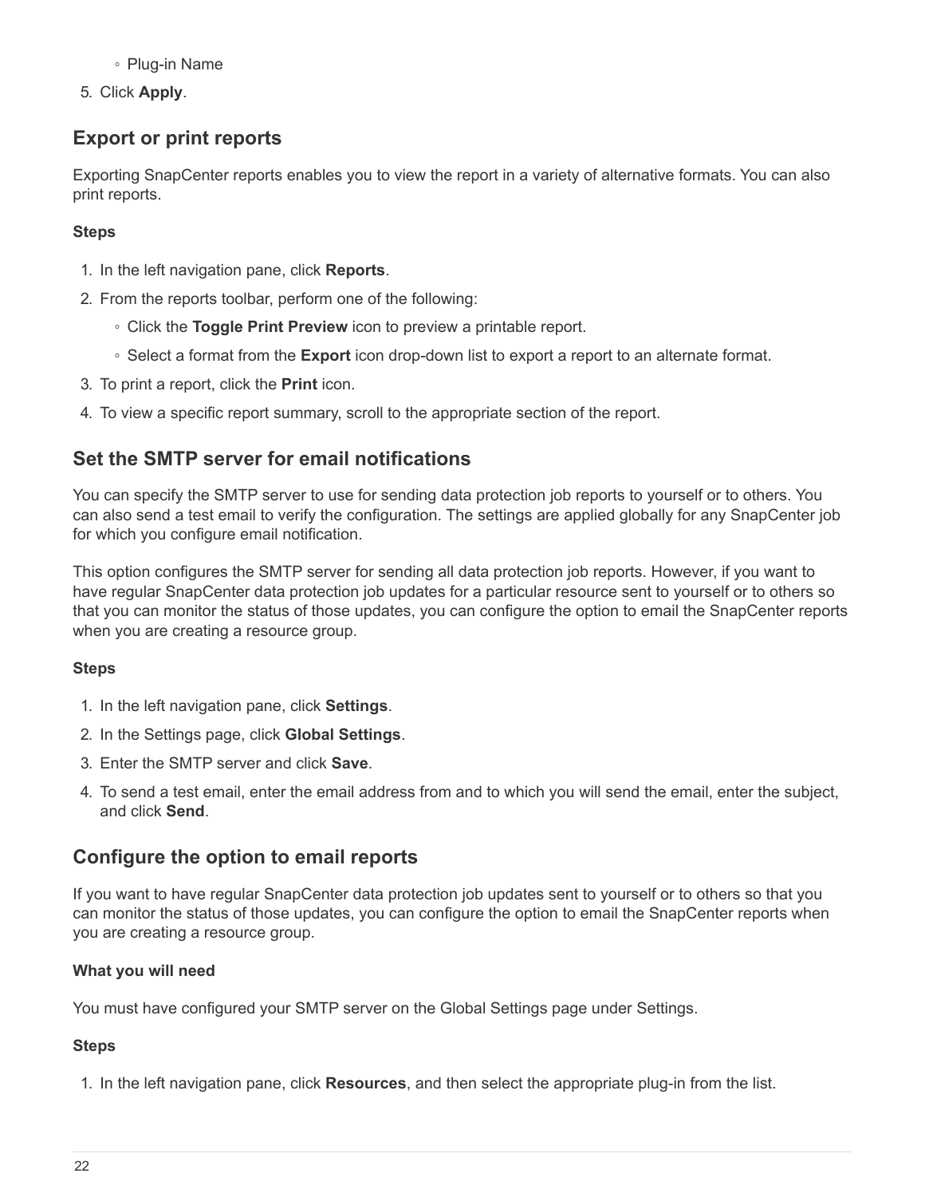- Plug-in Name

5. Click **Apply**.

## Export or print reports

Exporting SnapCenter reports enables you to view the report in a variety of alternative formats. You can also print reports.

**Steps**

1. In the left navigation pane, click **Reports**.
2. From the reports toolbar, perform one of the following:
   - Click the **Toggle Print Preview** icon to preview a printable report.
   - Select a format from the **Export** icon drop-down list to export a report to an alternate format.
3. To print a report, click the **Print** icon.
4. To view a specific report summary, scroll to the appropriate section of the report.

## Set the SMTP server for email notifications

You can specify the SMTP server to use for sending data protection job reports to yourself or to others. You can also send a test email to verify the configuration. The settings are applied globally for any SnapCenter job for which you configure email notification.

This option configures the SMTP server for sending all data protection job reports. However, if you want to have regular SnapCenter data protection job updates for a particular resource sent to yourself or to others so that you can monitor the status of those updates, you can configure the option to email the SnapCenter reports when you are creating a resource group.

**Steps**

1. In the left navigation pane, click **Settings**.
2. In the Settings page, click **Global Settings**.
3. Enter the SMTP server and click **Save**.
4. To send a test email, enter the email address from and to which you will send the email, enter the subject, and click **Send**.

## Configure the option to email reports

If you want to have regular SnapCenter data protection job updates sent to yourself or to others so that you can monitor the status of those updates, you can configure the option to email the SnapCenter reports when you are creating a resource group.

**What you will need**

You must have configured your SMTP server on the Global Settings page under Settings.

**Steps**

1. In the left navigation pane, click **Resources**, and then select the appropriate plug-in from the list.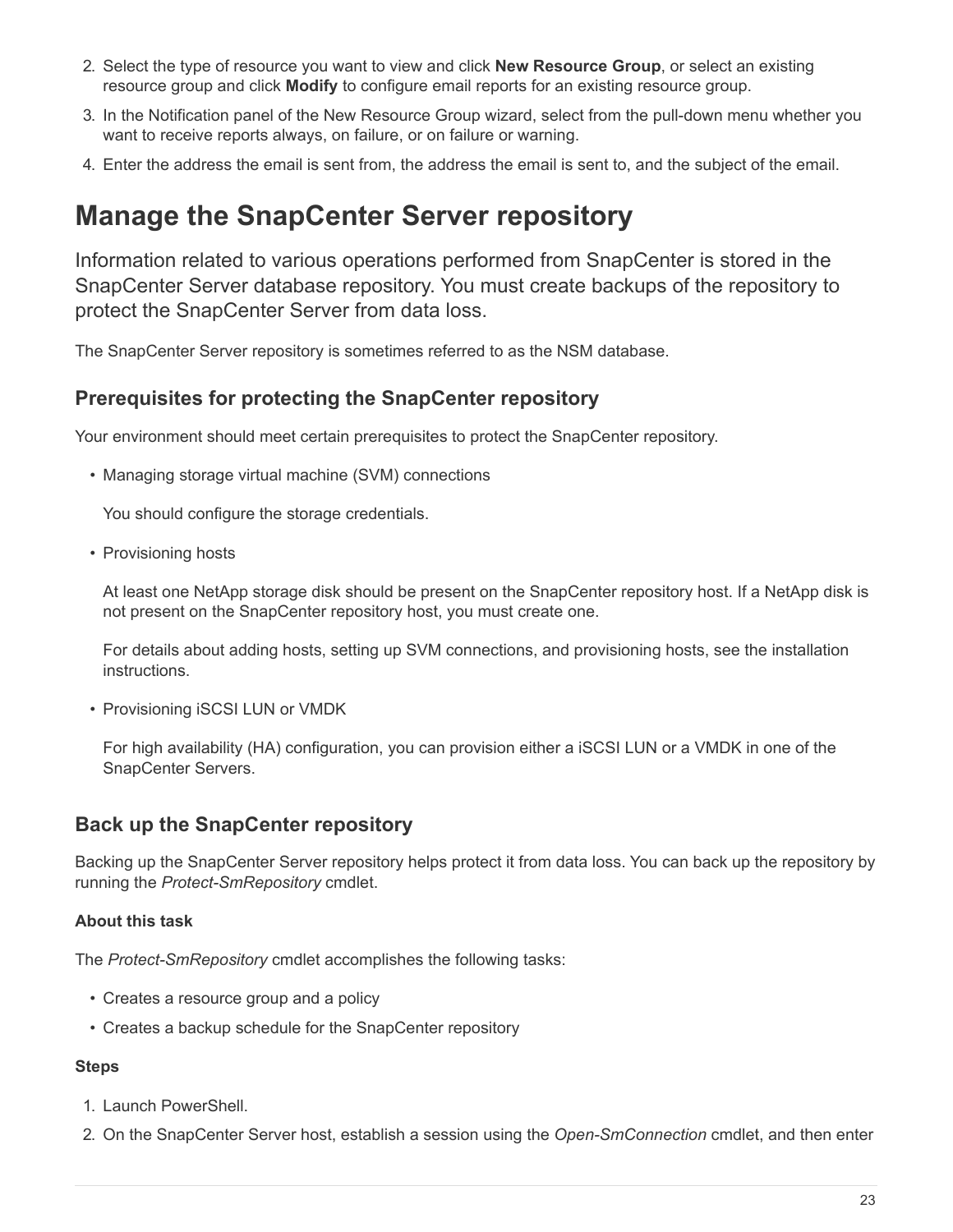2. Select the type of resource you want to view and click **New Resource Group**, or select an existing resource group and click **Modify** to configure email reports for an existing resource group.
3. In the Notification panel of the New Resource Group wizard, select from the pull-down menu whether you want to receive reports always, on failure, or on failure or warning.
4. Enter the address the email is sent from, the address the email is sent to, and the subject of the email.

# Manage the SnapCenter Server repository

Information related to various operations performed from SnapCenter is stored in the SnapCenter Server database repository. You must create backups of the repository to protect the SnapCenter Server from data loss.

The SnapCenter Server repository is sometimes referred to as the NSM database.

## Prerequisites for protecting the SnapCenter repository

Your environment should meet certain prerequisites to protect the SnapCenter repository.

- Managing storage virtual machine (SVM) connections

  You should configure the storage credentials.

- Provisioning hosts

  At least one NetApp storage disk should be present on the SnapCenter repository host. If a NetApp disk is not present on the SnapCenter repository host, you must create one.

  For details about adding hosts, setting up SVM connections, and provisioning hosts, see the installation instructions.

- Provisioning iSCSI LUN or VMDK

  For high availability (HA) configuration, you can provision either a iSCSI LUN or a VMDK in one of the SnapCenter Servers.

## Back up the SnapCenter repository

Backing up the SnapCenter Server repository helps protect it from data loss. You can back up the repository by running the *Protect-SmRepository* cmdlet.

**About this task**

The *Protect-SmRepository* cmdlet accomplishes the following tasks:

- Creates a resource group and a policy
- Creates a backup schedule for the SnapCenter repository

**Steps**

1. Launch PowerShell.
2. On the SnapCenter Server host, establish a session using the *Open-SmConnection* cmdlet, and then enter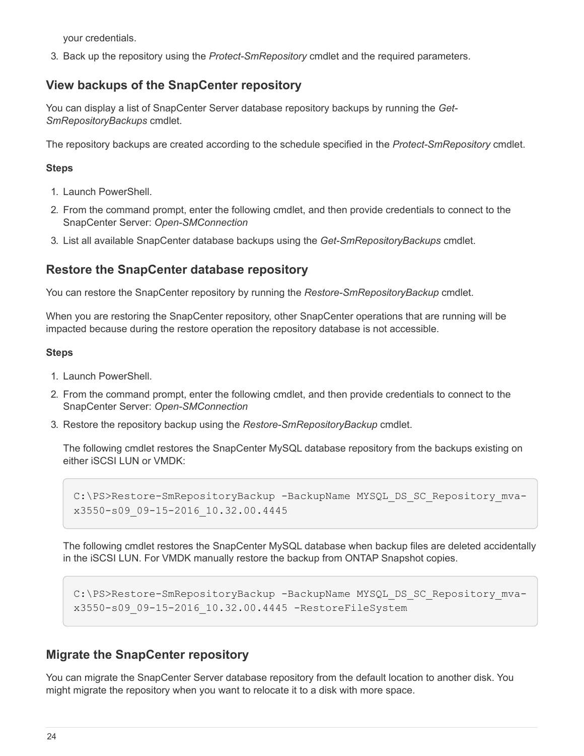your credentials.

3. Back up the repository using the *Protect-SmRepository* cmdlet and the required parameters.

## View backups of the SnapCenter repository

You can display a list of SnapCenter Server database repository backups by running the *Get-SmRepositoryBackups* cmdlet.

The repository backups are created according to the schedule specified in the *Protect-SmRepository* cmdlet.

**Steps**

1. Launch PowerShell.
2. From the command prompt, enter the following cmdlet, and then provide credentials to connect to the SnapCenter Server: *Open-SMConnection*
3. List all available SnapCenter database backups using the *Get-SmRepositoryBackups* cmdlet.

## Restore the SnapCenter database repository

You can restore the SnapCenter repository by running the *Restore-SmRepositoryBackup* cmdlet.

When you are restoring the SnapCenter repository, other SnapCenter operations that are running will be impacted because during the restore operation the repository database is not accessible.

**Steps**

1. Launch PowerShell.
2. From the command prompt, enter the following cmdlet, and then provide credentials to connect to the SnapCenter Server: *Open-SMConnection*
3. Restore the repository backup using the *Restore-SmRepositoryBackup* cmdlet.

   The following cmdlet restores the SnapCenter MySQL database repository from the backups existing on either iSCSI LUN or VMDK:

   ```
   C:\PS>Restore-SmRepositoryBackup -BackupName MYSQL_DS_SC_Repository_mva-x3550-s09_09-15-2016_10.32.00.4445
   ```

   The following cmdlet restores the SnapCenter MySQL database when backup files are deleted accidentally in the iSCSI LUN. For VMDK manually restore the backup from ONTAP Snapshot copies.

   ```
   C:\PS>Restore-SmRepositoryBackup -BackupName MYSQL_DS_SC_Repository_mva-x3550-s09_09-15-2016_10.32.00.4445 -RestoreFileSystem
   ```

## Migrate the SnapCenter repository

You can migrate the SnapCenter Server database repository from the default location to another disk. You might migrate the repository when you want to relocate it to a disk with more space.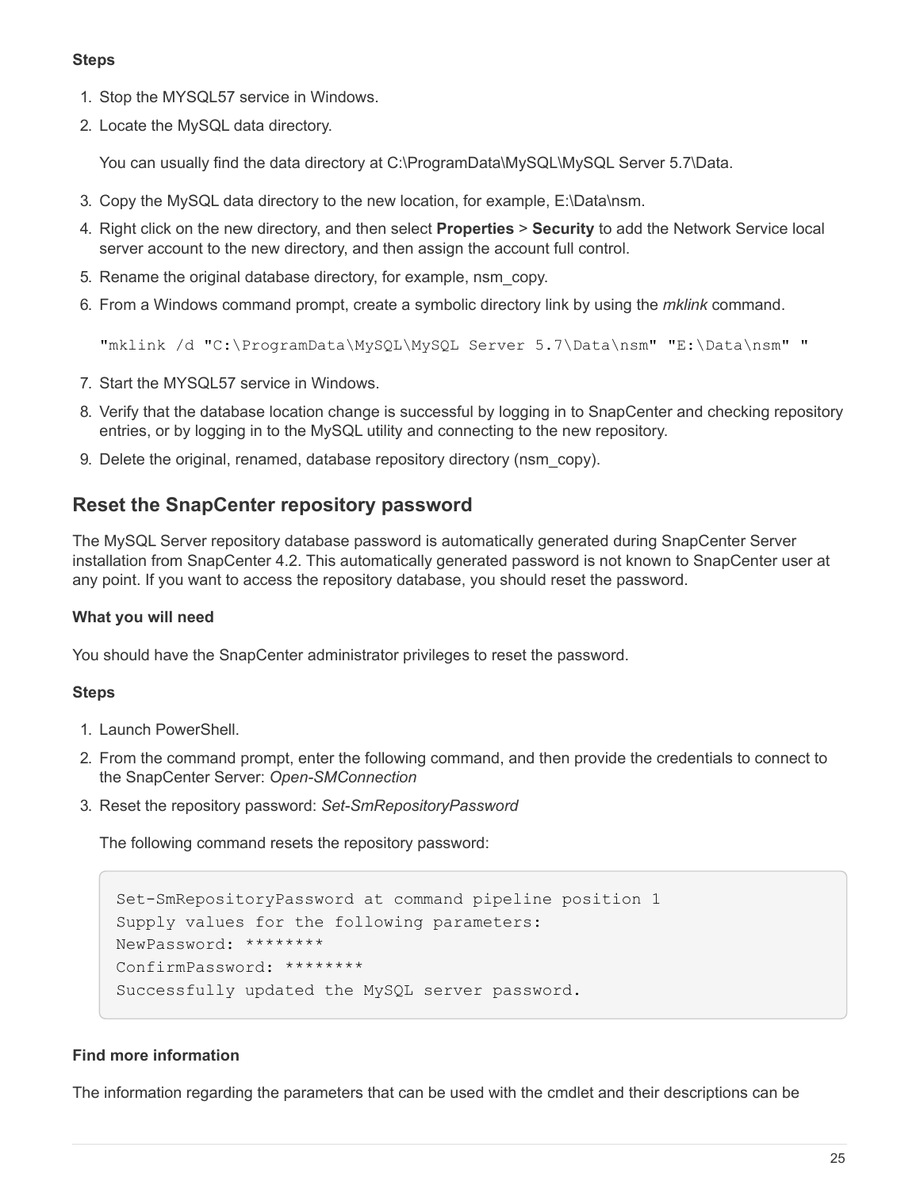**Steps**

1. Stop the MYSQL57 service in Windows.
2. Locate the MySQL data directory.

   You can usually find the data directory at C:\ProgramData\MySQL\MySQL Server 5.7\Data.

3. Copy the MySQL data directory to the new location, for example, E:\Data\nsm.
4. Right click on the new directory, and then select **Properties** > **Security** to add the Network Service local server account to the new directory, and then assign the account full control.
5. Rename the original database directory, for example, nsm_copy.
6. From a Windows command prompt, create a symbolic directory link by using the *mklink* command.

   `"mklink /d "C:\ProgramData\MySQL\MySQL Server 5.7\Data\nsm" "E:\Data\nsm" "`

7. Start the MYSQL57 service in Windows.
8. Verify that the database location change is successful by logging in to SnapCenter and checking repository entries, or by logging in to the MySQL utility and connecting to the new repository.
9. Delete the original, renamed, database repository directory (nsm_copy).

## Reset the SnapCenter repository password

The MySQL Server repository database password is automatically generated during SnapCenter Server installation from SnapCenter 4.2. This automatically generated password is not known to SnapCenter user at any point. If you want to access the repository database, you should reset the password.

**What you will need**

You should have the SnapCenter administrator privileges to reset the password.

**Steps**

1. Launch PowerShell.
2. From the command prompt, enter the following command, and then provide the credentials to connect to the SnapCenter Server: *Open-SMConnection*
3. Reset the repository password: *Set-SmRepositoryPassword*

   The following command resets the repository password:

```
Set-SmRepositoryPassword at command pipeline position 1
Supply values for the following parameters:
NewPassword: ********
ConfirmPassword: ********
Successfully updated the MySQL server password.
```

**Find more information**

The information regarding the parameters that can be used with the cmdlet and their descriptions can be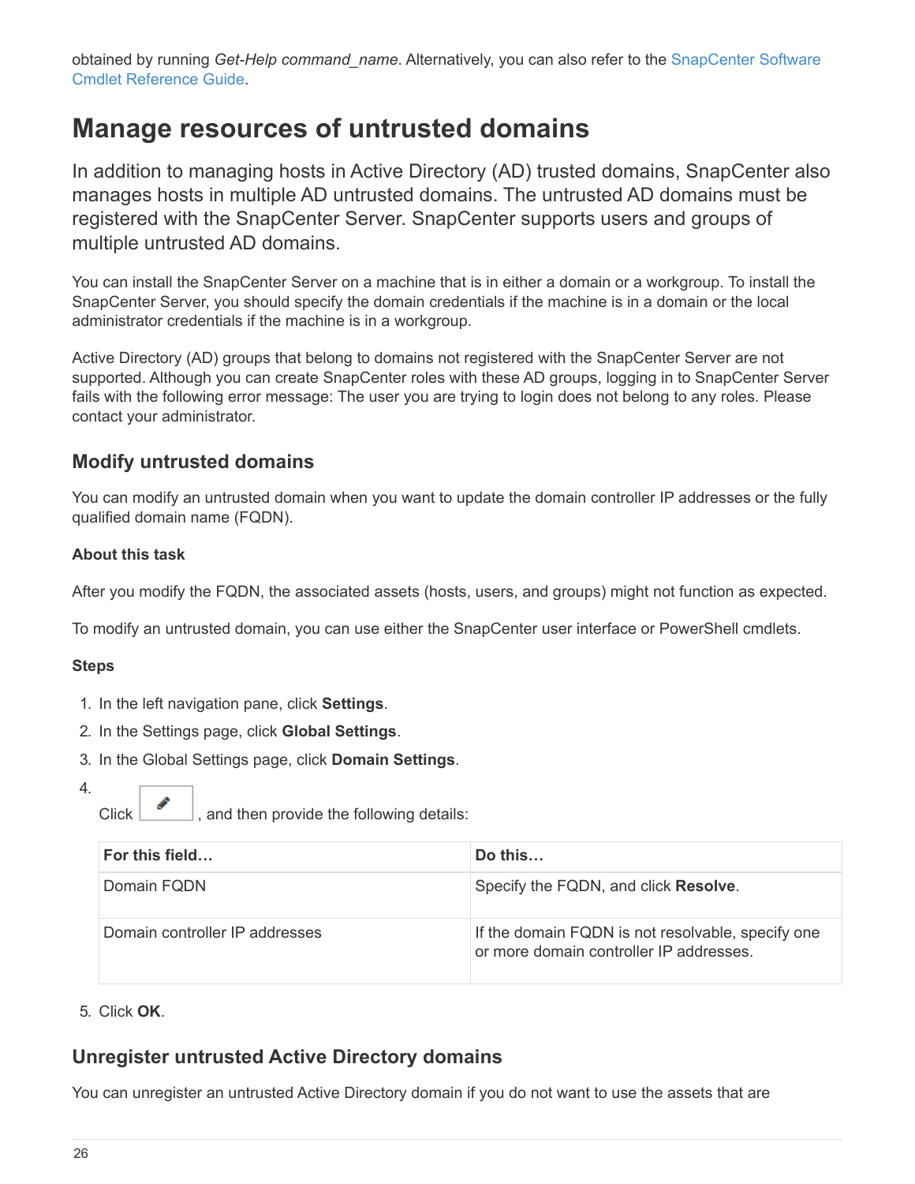obtained by running *Get-Help command_name*. Alternatively, you can also refer to the SnapCenter Software Cmdlet Reference Guide.

# Manage resources of untrusted domains

In addition to managing hosts in Active Directory (AD) trusted domains, SnapCenter also manages hosts in multiple AD untrusted domains. The untrusted AD domains must be registered with the SnapCenter Server. SnapCenter supports users and groups of multiple untrusted AD domains.

You can install the SnapCenter Server on a machine that is in either a domain or a workgroup. To install the SnapCenter Server, you should specify the domain credentials if the machine is in a domain or the local administrator credentials if the machine is in a workgroup.

Active Directory (AD) groups that belong to domains not registered with the SnapCenter Server are not supported. Although you can create SnapCenter roles with these AD groups, logging in to SnapCenter Server fails with the following error message: The user you are trying to login does not belong to any roles. Please contact your administrator.

## Modify untrusted domains

You can modify an untrusted domain when you want to update the domain controller IP addresses or the fully qualified domain name (FQDN).

### About this task

After you modify the FQDN, the associated assets (hosts, users, and groups) might not function as expected.

To modify an untrusted domain, you can use either the SnapCenter user interface or PowerShell cmdlets.

### Steps

1. In the left navigation pane, click **Settings**.
2. In the Settings page, click **Global Settings**.
3. In the Global Settings page, click **Domain Settings**.
4. Click ✎, and then provide the following details:

| For this field… | Do this… |
|---|---|
| Domain FQDN | Specify the FQDN, and click **Resolve**. |
| Domain controller IP addresses | If the domain FQDN is not resolvable, specify one or more domain controller IP addresses. |

5. Click **OK**.

## Unregister untrusted Active Directory domains

You can unregister an untrusted Active Directory domain if you do not want to use the assets that are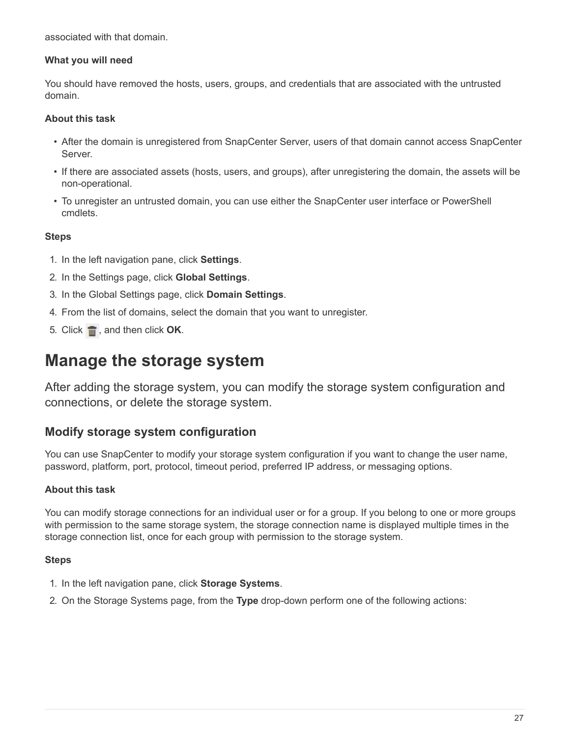associated with that domain.

**What you will need**

You should have removed the hosts, users, groups, and credentials that are associated with the untrusted domain.

**About this task**

- After the domain is unregistered from SnapCenter Server, users of that domain cannot access SnapCenter Server.
- If there are associated assets (hosts, users, and groups), after unregistering the domain, the assets will be non-operational.
- To unregister an untrusted domain, you can use either the SnapCenter user interface or PowerShell cmdlets.

**Steps**

1. In the left navigation pane, click **Settings**.
2. In the Settings page, click **Global Settings**.
3. In the Global Settings page, click **Domain Settings**.
4. From the list of domains, select the domain that you want to unregister.
5. Click , and then click **OK**.

# Manage the storage system

After adding the storage system, you can modify the storage system configuration and connections, or delete the storage system.

## Modify storage system configuration

You can use SnapCenter to modify your storage system configuration if you want to change the user name, password, platform, port, protocol, timeout period, preferred IP address, or messaging options.

**About this task**

You can modify storage connections for an individual user or for a group. If you belong to one or more groups with permission to the same storage system, the storage connection name is displayed multiple times in the storage connection list, once for each group with permission to the storage system.

**Steps**

1. In the left navigation pane, click **Storage Systems**.
2. On the Storage Systems page, from the **Type** drop-down perform one of the following actions: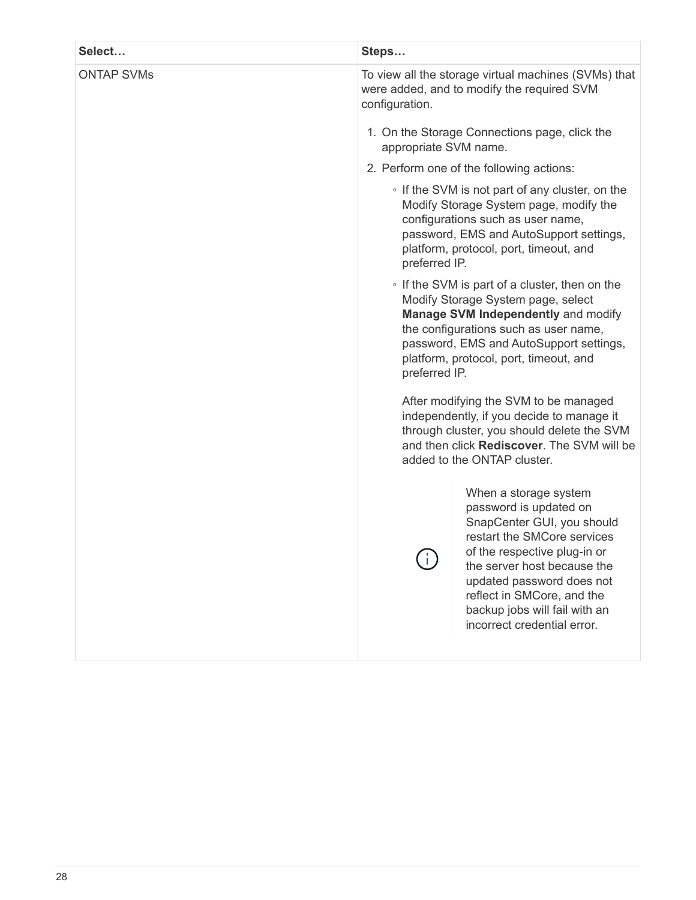| Select… | Steps… |
| --- | --- |
| ONTAP SVMs | To view all the storage virtual machines (SVMs) that were added, and to modify the required SVM configuration.<br><br>1. On the Storage Connections page, click the appropriate SVM name.<br>2. Perform one of the following actions:<br>◦ If the SVM is not part of any cluster, on the Modify Storage System page, modify the configurations such as user name, password, EMS and AutoSupport settings, platform, protocol, port, timeout, and preferred IP.<br>◦ If the SVM is part of a cluster, then on the Modify Storage System page, select **Manage SVM Independently** and modify the configurations such as user name, password, EMS and AutoSupport settings, platform, protocol, port, timeout, and preferred IP.<br><br>After modifying the SVM to be managed independently, if you decide to manage it through cluster, you should delete the SVM and then click **Rediscover**. The SVM will be added to the ONTAP cluster.<br><br>ⓘ When a storage system password is updated on SnapCenter GUI, you should restart the SMCore services of the respective plug-in or the server host because the updated password does not reflect in SMCore, and the backup jobs will fail with an incorrect credential error. |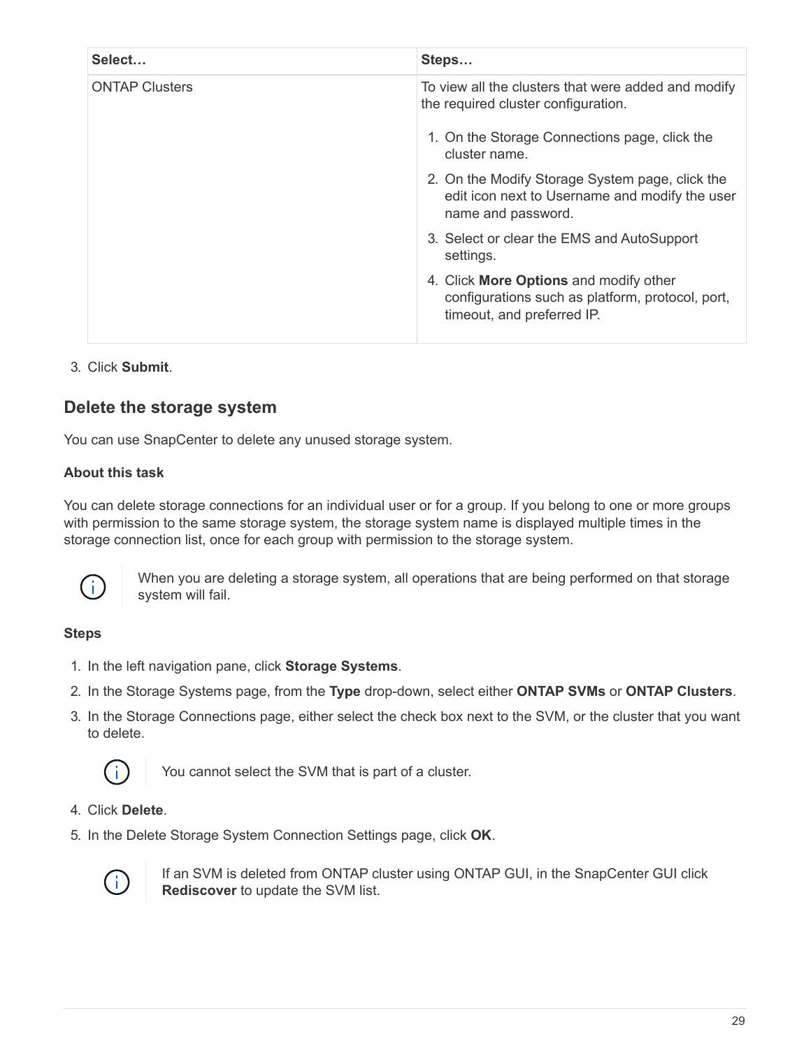| Select… | Steps… |
| --- | --- |
| ONTAP Clusters | To view all the clusters that were added and modify the required cluster configuration.<br><br>1. On the Storage Connections page, click the cluster name.<br>2. On the Modify Storage System page, click the edit icon next to Username and modify the user name and password.<br>3. Select or clear the EMS and AutoSupport settings.<br>4. Click **More Options** and modify other configurations such as platform, protocol, port, timeout, and preferred IP. |

3. Click **Submit**.

## Delete the storage system

You can use SnapCenter to delete any unused storage system.

**About this task**

You can delete storage connections for an individual user or for a group. If you belong to one or more groups with permission to the same storage system, the storage system name is displayed multiple times in the storage connection list, once for each group with permission to the storage system.

> When you are deleting a storage system, all operations that are being performed on that storage system will fail.

**Steps**

1. In the left navigation pane, click **Storage Systems**.
2. In the Storage Systems page, from the **Type** drop-down, select either **ONTAP SVMs** or **ONTAP Clusters**.
3. In the Storage Connections page, either select the check box next to the SVM, or the cluster that you want to delete.

   > You cannot select the SVM that is part of a cluster.

4. Click **Delete**.
5. In the Delete Storage System Connection Settings page, click **OK**.

   > If an SVM is deleted from ONTAP cluster using ONTAP GUI, in the SnapCenter GUI click **Rediscover** to update the SVM list.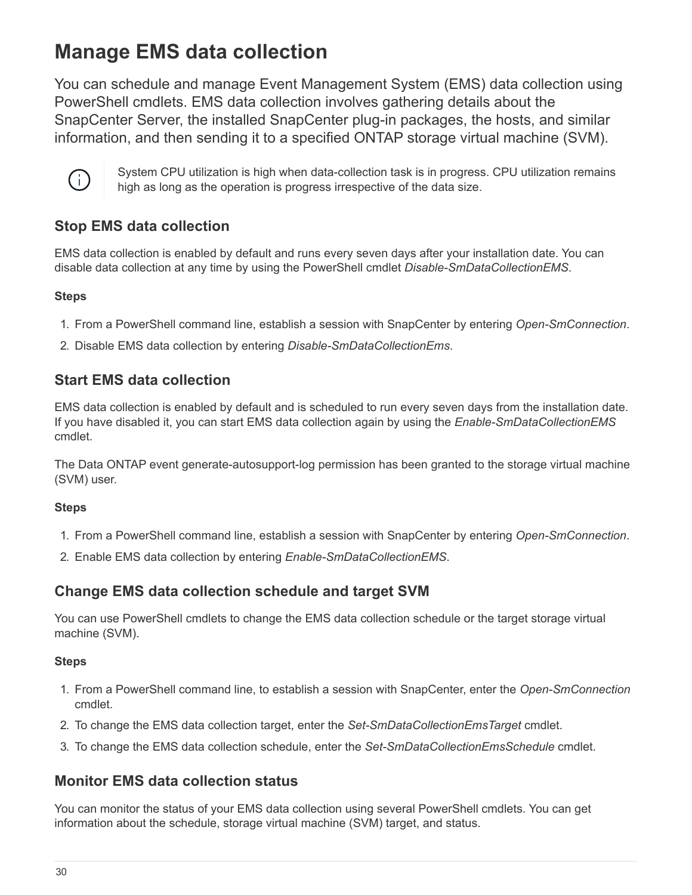# Manage EMS data collection

You can schedule and manage Event Management System (EMS) data collection using PowerShell cmdlets. EMS data collection involves gathering details about the SnapCenter Server, the installed SnapCenter plug-in packages, the hosts, and similar information, and then sending it to a specified ONTAP storage virtual machine (SVM).

> System CPU utilization is high when data-collection task is in progress. CPU utilization remains high as long as the operation is progress irrespective of the data size.

## Stop EMS data collection

EMS data collection is enabled by default and runs every seven days after your installation date. You can disable data collection at any time by using the PowerShell cmdlet *Disable-SmDataCollectionEMS*.

**Steps**

1. From a PowerShell command line, establish a session with SnapCenter by entering *Open-SmConnection*.
2. Disable EMS data collection by entering *Disable-SmDataCollectionEms*.

## Start EMS data collection

EMS data collection is enabled by default and is scheduled to run every seven days from the installation date. If you have disabled it, you can start EMS data collection again by using the *Enable-SmDataCollectionEMS* cmdlet.

The Data ONTAP event generate-autosupport-log permission has been granted to the storage virtual machine (SVM) user.

**Steps**

1. From a PowerShell command line, establish a session with SnapCenter by entering *Open-SmConnection*.
2. Enable EMS data collection by entering *Enable-SmDataCollectionEMS*.

## Change EMS data collection schedule and target SVM

You can use PowerShell cmdlets to change the EMS data collection schedule or the target storage virtual machine (SVM).

**Steps**

1. From a PowerShell command line, to establish a session with SnapCenter, enter the *Open-SmConnection* cmdlet.
2. To change the EMS data collection target, enter the *Set-SmDataCollectionEmsTarget* cmdlet.
3. To change the EMS data collection schedule, enter the *Set-SmDataCollectionEmsSchedule* cmdlet.

## Monitor EMS data collection status

You can monitor the status of your EMS data collection using several PowerShell cmdlets. You can get information about the schedule, storage virtual machine (SVM) target, and status.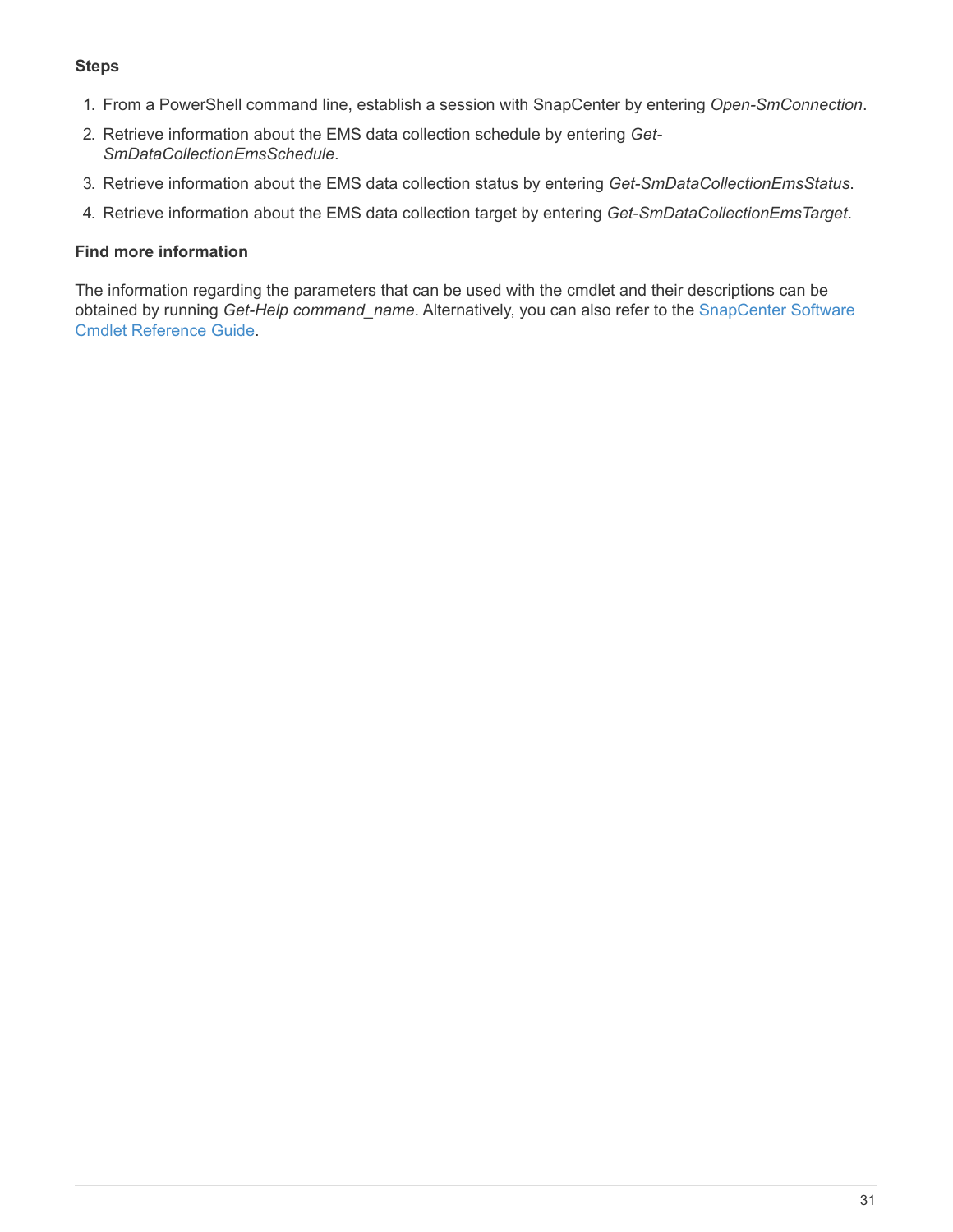#### Steps

1. From a PowerShell command line, establish a session with SnapCenter by entering *Open-SmConnection*.
2. Retrieve information about the EMS data collection schedule by entering *Get-SmDataCollectionEmsSchedule*.
3. Retrieve information about the EMS data collection status by entering *Get-SmDataCollectionEmsStatus*.
4. Retrieve information about the EMS data collection target by entering *Get-SmDataCollectionEmsTarget*.

#### Find more information

The information regarding the parameters that can be used with the cmdlet and their descriptions can be obtained by running *Get-Help command_name*. Alternatively, you can also refer to the SnapCenter Software Cmdlet Reference Guide.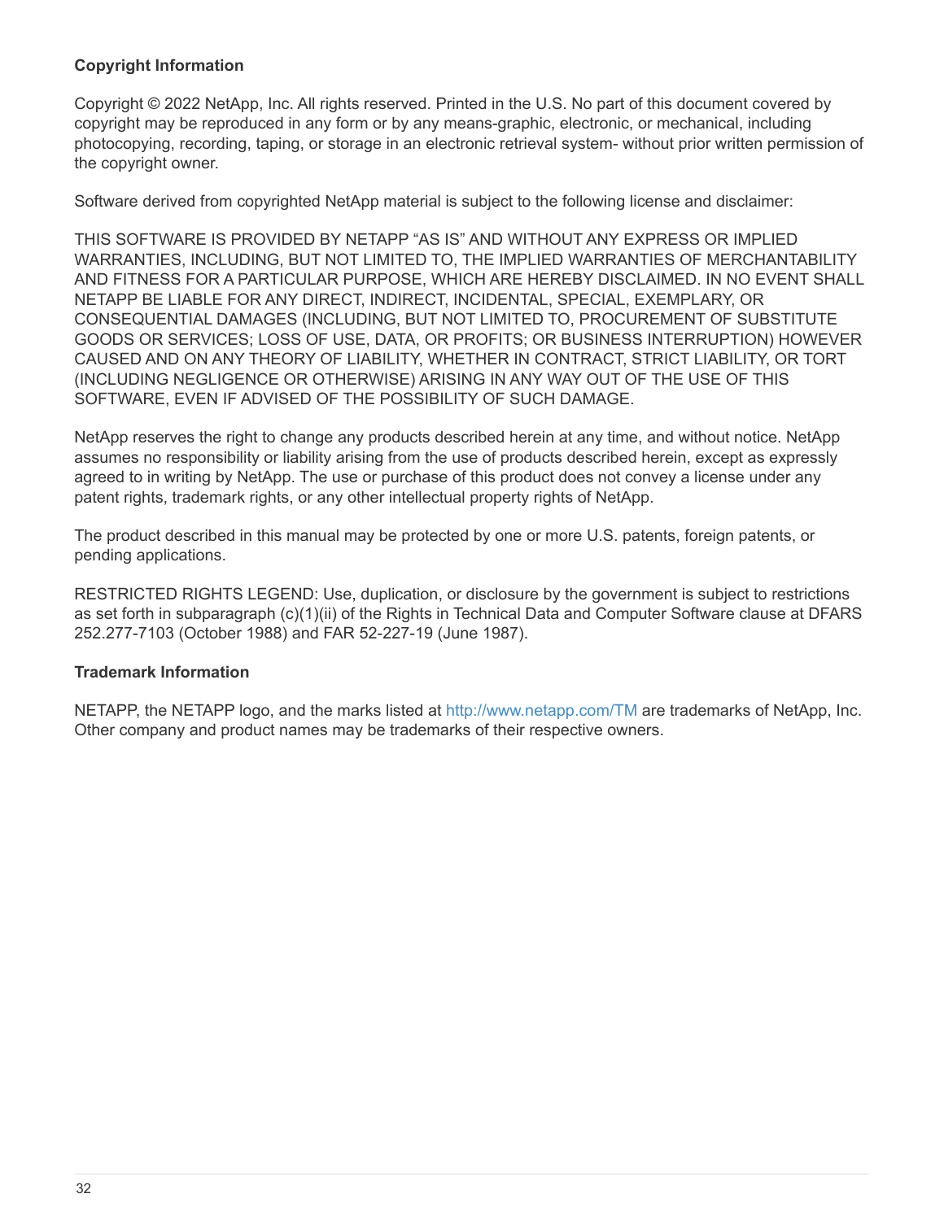### Copyright Information

Copyright © 2022 NetApp, Inc. All rights reserved. Printed in the U.S. No part of this document covered by copyright may be reproduced in any form or by any means-graphic, electronic, or mechanical, including photocopying, recording, taping, or storage in an electronic retrieval system- without prior written permission of the copyright owner.

Software derived from copyrighted NetApp material is subject to the following license and disclaimer:

THIS SOFTWARE IS PROVIDED BY NETAPP "AS IS" AND WITHOUT ANY EXPRESS OR IMPLIED WARRANTIES, INCLUDING, BUT NOT LIMITED TO, THE IMPLIED WARRANTIES OF MERCHANTABILITY AND FITNESS FOR A PARTICULAR PURPOSE, WHICH ARE HEREBY DISCLAIMED. IN NO EVENT SHALL NETAPP BE LIABLE FOR ANY DIRECT, INDIRECT, INCIDENTAL, SPECIAL, EXEMPLARY, OR CONSEQUENTIAL DAMAGES (INCLUDING, BUT NOT LIMITED TO, PROCUREMENT OF SUBSTITUTE GOODS OR SERVICES; LOSS OF USE, DATA, OR PROFITS; OR BUSINESS INTERRUPTION) HOWEVER CAUSED AND ON ANY THEORY OF LIABILITY, WHETHER IN CONTRACT, STRICT LIABILITY, OR TORT (INCLUDING NEGLIGENCE OR OTHERWISE) ARISING IN ANY WAY OUT OF THE USE OF THIS SOFTWARE, EVEN IF ADVISED OF THE POSSIBILITY OF SUCH DAMAGE.

NetApp reserves the right to change any products described herein at any time, and without notice. NetApp assumes no responsibility or liability arising from the use of products described herein, except as expressly agreed to in writing by NetApp. The use or purchase of this product does not convey a license under any patent rights, trademark rights, or any other intellectual property rights of NetApp.

The product described in this manual may be protected by one or more U.S. patents, foreign patents, or pending applications.

RESTRICTED RIGHTS LEGEND: Use, duplication, or disclosure by the government is subject to restrictions as set forth in subparagraph (c)(1)(ii) of the Rights in Technical Data and Computer Software clause at DFARS 252.277-7103 (October 1988) and FAR 52-227-19 (June 1987).

### Trademark Information

NETAPP, the NETAPP logo, and the marks listed at http://www.netapp.com/TM are trademarks of NetApp, Inc. Other company and product names may be trademarks of their respective owners.